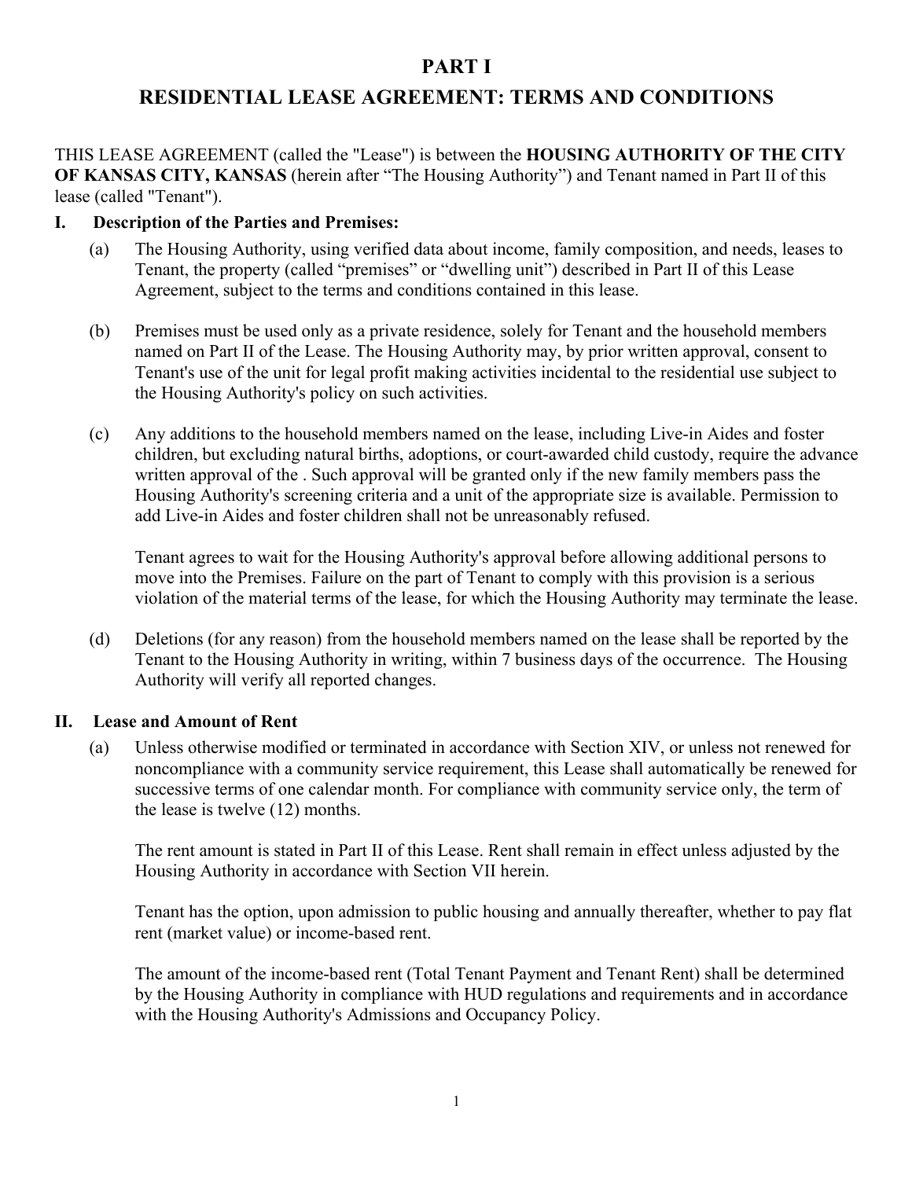# PART I

# RESIDENTIAL LEASE AGREEMENT: TERMS AND CONDITIONS

THIS LEASE AGREEMENT (called the "Lease") is between the **HOUSING AUTHORITY OF THE CITY OF KANSAS CITY, KANSAS** (herein after "The Housing Authority") and Tenant named in Part II of this lease (called "Tenant").

## I. Description of the Parties and Premises:

(a) The Housing Authority, using verified data about income, family composition, and needs, leases to Tenant, the property (called "premises" or "dwelling unit") described in Part II of this Lease Agreement, subject to the terms and conditions contained in this lease.

(b) Premises must be used only as a private residence, solely for Tenant and the household members named on Part II of the Lease. The Housing Authority may, by prior written approval, consent to Tenant's use of the unit for legal profit making activities incidental to the residential use subject to the Housing Authority's policy on such activities.

(c) Any additions to the household members named on the lease, including Live-in Aides and foster children, but excluding natural births, adoptions, or court-awarded child custody, require the advance written approval of the . Such approval will be granted only if the new family members pass the Housing Authority's screening criteria and a unit of the appropriate size is available. Permission to add Live-in Aides and foster children shall not be unreasonably refused.

Tenant agrees to wait for the Housing Authority's approval before allowing additional persons to move into the Premises. Failure on the part of Tenant to comply with this provision is a serious violation of the material terms of the lease, for which the Housing Authority may terminate the lease.

(d) Deletions (for any reason) from the household members named on the lease shall be reported by the Tenant to the Housing Authority in writing, within 7 business days of the occurrence. The Housing Authority will verify all reported changes.

## II. Lease and Amount of Rent

(a) Unless otherwise modified or terminated in accordance with Section XIV, or unless not renewed for noncompliance with a community service requirement, this Lease shall automatically be renewed for successive terms of one calendar month. For compliance with community service only, the term of the lease is twelve (12) months.

The rent amount is stated in Part II of this Lease. Rent shall remain in effect unless adjusted by the Housing Authority in accordance with Section VII herein.

Tenant has the option, upon admission to public housing and annually thereafter, whether to pay flat rent (market value) or income-based rent.

The amount of the income-based rent (Total Tenant Payment and Tenant Rent) shall be determined by the Housing Authority in compliance with HUD regulations and requirements and in accordance with the Housing Authority's Admissions and Occupancy Policy.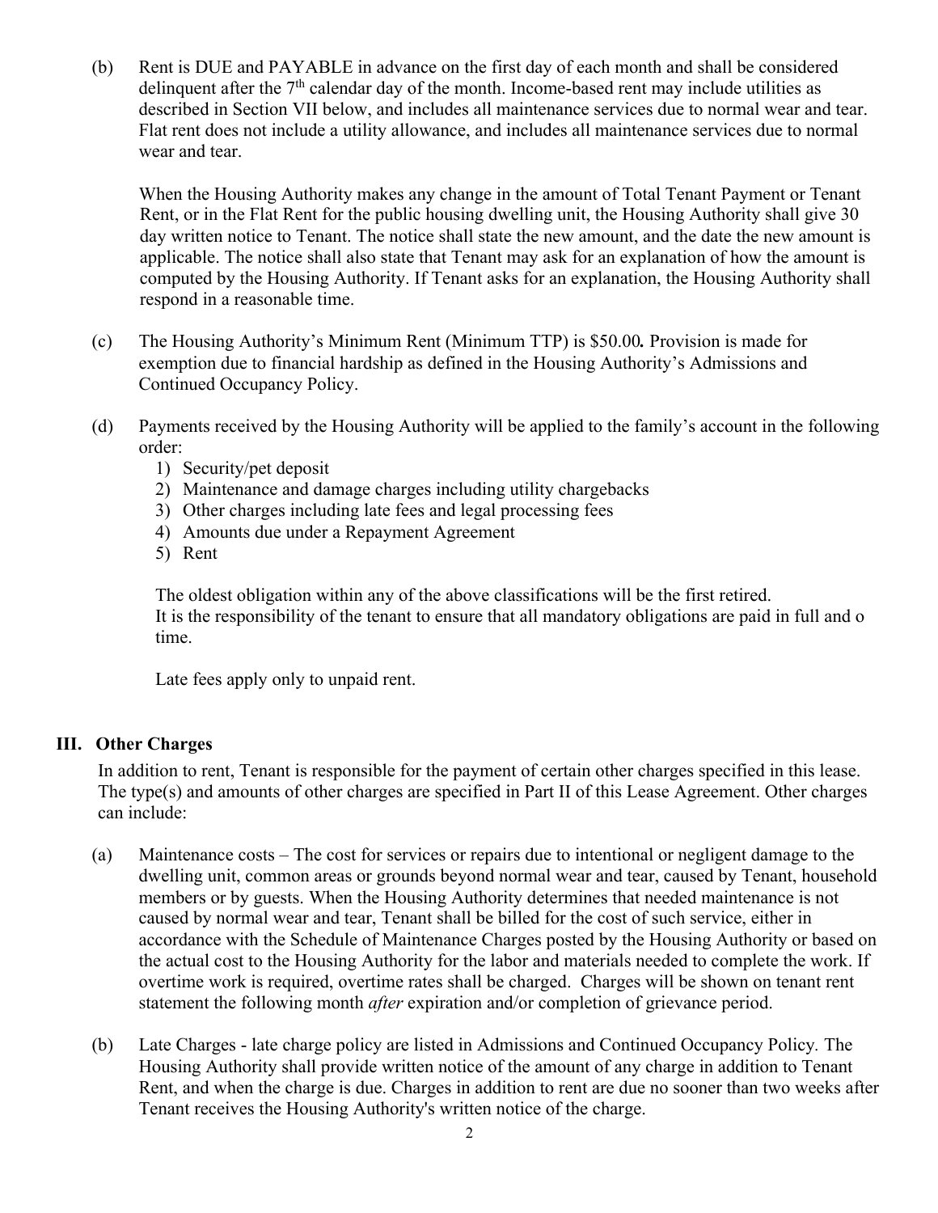(b) Rent is DUE and PAYABLE in advance on the first day of each month and shall be considered delinquent after the 7th calendar day of the month. Income-based rent may include utilities as described in Section VII below, and includes all maintenance services due to normal wear and tear. Flat rent does not include a utility allowance, and includes all maintenance services due to normal wear and tear.

When the Housing Authority makes any change in the amount of Total Tenant Payment or Tenant Rent, or in the Flat Rent for the public housing dwelling unit, the Housing Authority shall give 30 day written notice to Tenant. The notice shall state the new amount, and the date the new amount is applicable. The notice shall also state that Tenant may ask for an explanation of how the amount is computed by the Housing Authority. If Tenant asks for an explanation, the Housing Authority shall respond in a reasonable time.

(c) The Housing Authority's Minimum Rent (Minimum TTP) is $50.00**.** Provision is made for exemption due to financial hardship as defined in the Housing Authority's Admissions and Continued Occupancy Policy.

(d) Payments received by the Housing Authority will be applied to the family's account in the following order:

1) Security/pet deposit
2) Maintenance and damage charges including utility chargebacks
3) Other charges including late fees and legal processing fees
4) Amounts due under a Repayment Agreement
5) Rent

The oldest obligation within any of the above classifications will be the first retired.
It is the responsibility of the tenant to ensure that all mandatory obligations are paid in full and o time.

Late fees apply only to unpaid rent.

## III. Other Charges

In addition to rent, Tenant is responsible for the payment of certain other charges specified in this lease. The type(s) and amounts of other charges are specified in Part II of this Lease Agreement. Other charges can include:

(a) Maintenance costs – The cost for services or repairs due to intentional or negligent damage to the dwelling unit, common areas or grounds beyond normal wear and tear, caused by Tenant, household members or by guests. When the Housing Authority determines that needed maintenance is not caused by normal wear and tear, Tenant shall be billed for the cost of such service, either in accordance with the Schedule of Maintenance Charges posted by the Housing Authority or based on the actual cost to the Housing Authority for the labor and materials needed to complete the work. If overtime work is required, overtime rates shall be charged. Charges will be shown on tenant rent statement the following month *after* expiration and/or completion of grievance period.

(b) Late Charges - late charge policy are listed in Admissions and Continued Occupancy Policy. The Housing Authority shall provide written notice of the amount of any charge in addition to Tenant Rent, and when the charge is due. Charges in addition to rent are due no sooner than two weeks after Tenant receives the Housing Authority's written notice of the charge.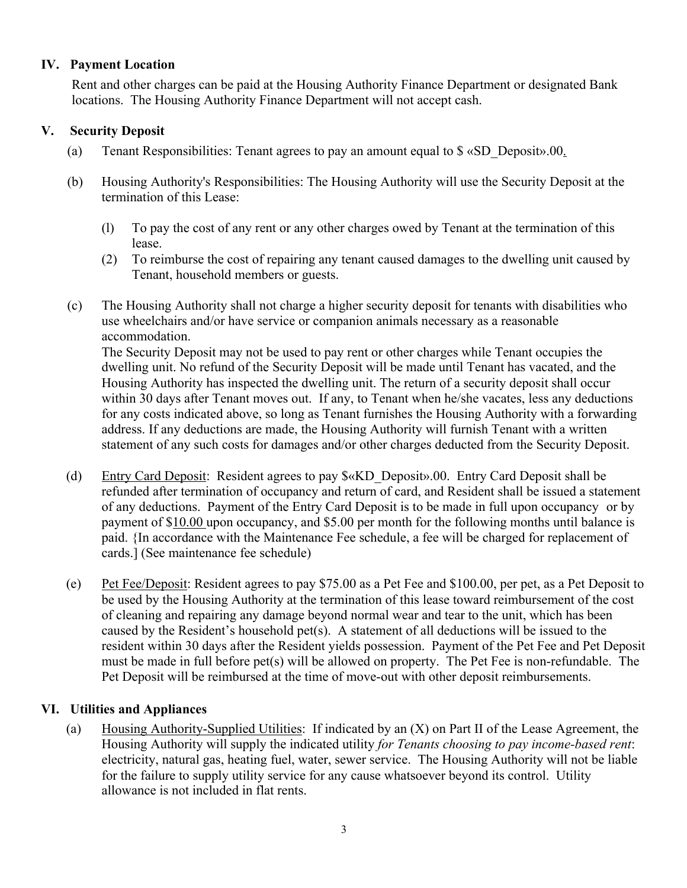## IV. Payment Location

Rent and other charges can be paid at the Housing Authority Finance Department or designated Bank locations. The Housing Authority Finance Department will not accept cash.

## V. Security Deposit

(a) Tenant Responsibilities: Tenant agrees to pay an amount equal to $ «SD_Deposit».00.

(b) Housing Authority's Responsibilities: The Housing Authority will use the Security Deposit at the termination of this Lease:

(l) To pay the cost of any rent or any other charges owed by Tenant at the termination of this lease.

(2) To reimburse the cost of repairing any tenant caused damages to the dwelling unit caused by Tenant, household members or guests.

(c) The Housing Authority shall not charge a higher security deposit for tenants with disabilities who use wheelchairs and/or have service or companion animals necessary as a reasonable accommodation.
The Security Deposit may not be used to pay rent or other charges while Tenant occupies the dwelling unit. No refund of the Security Deposit will be made until Tenant has vacated, and the Housing Authority has inspected the dwelling unit. The return of a security deposit shall occur within 30 days after Tenant moves out. If any, to Tenant when he/she vacates, less any deductions for any costs indicated above, so long as Tenant furnishes the Housing Authority with a forwarding address. If any deductions are made, the Housing Authority will furnish Tenant with a written statement of any such costs for damages and/or other charges deducted from the Security Deposit.

(d) Entry Card Deposit: Resident agrees to pay $«KD_Deposit».00. Entry Card Deposit shall be refunded after termination of occupancy and return of card, and Resident shall be issued a statement of any deductions. Payment of the Entry Card Deposit is to be made in full upon occupancy or by payment of $10.00 upon occupancy, and $5.00 per month for the following months until balance is paid. {In accordance with the Maintenance Fee schedule, a fee will be charged for replacement of cards.] (See maintenance fee schedule)

(e) Pet Fee/Deposit: Resident agrees to pay $75.00 as a Pet Fee and $100.00, per pet, as a Pet Deposit to be used by the Housing Authority at the termination of this lease toward reimbursement of the cost of cleaning and repairing any damage beyond normal wear and tear to the unit, which has been caused by the Resident's household pet(s). A statement of all deductions will be issued to the resident within 30 days after the Resident yields possession. Payment of the Pet Fee and Pet Deposit must be made in full before pet(s) will be allowed on property. The Pet Fee is non-refundable. The Pet Deposit will be reimbursed at the time of move-out with other deposit reimbursements.

## VI. Utilities and Appliances

(a) Housing Authority-Supplied Utilities: If indicated by an (X) on Part II of the Lease Agreement, the Housing Authority will supply the indicated utility *for Tenants choosing to pay income-based rent*: electricity, natural gas, heating fuel, water, sewer service. The Housing Authority will not be liable for the failure to supply utility service for any cause whatsoever beyond its control. Utility allowance is not included in flat rents.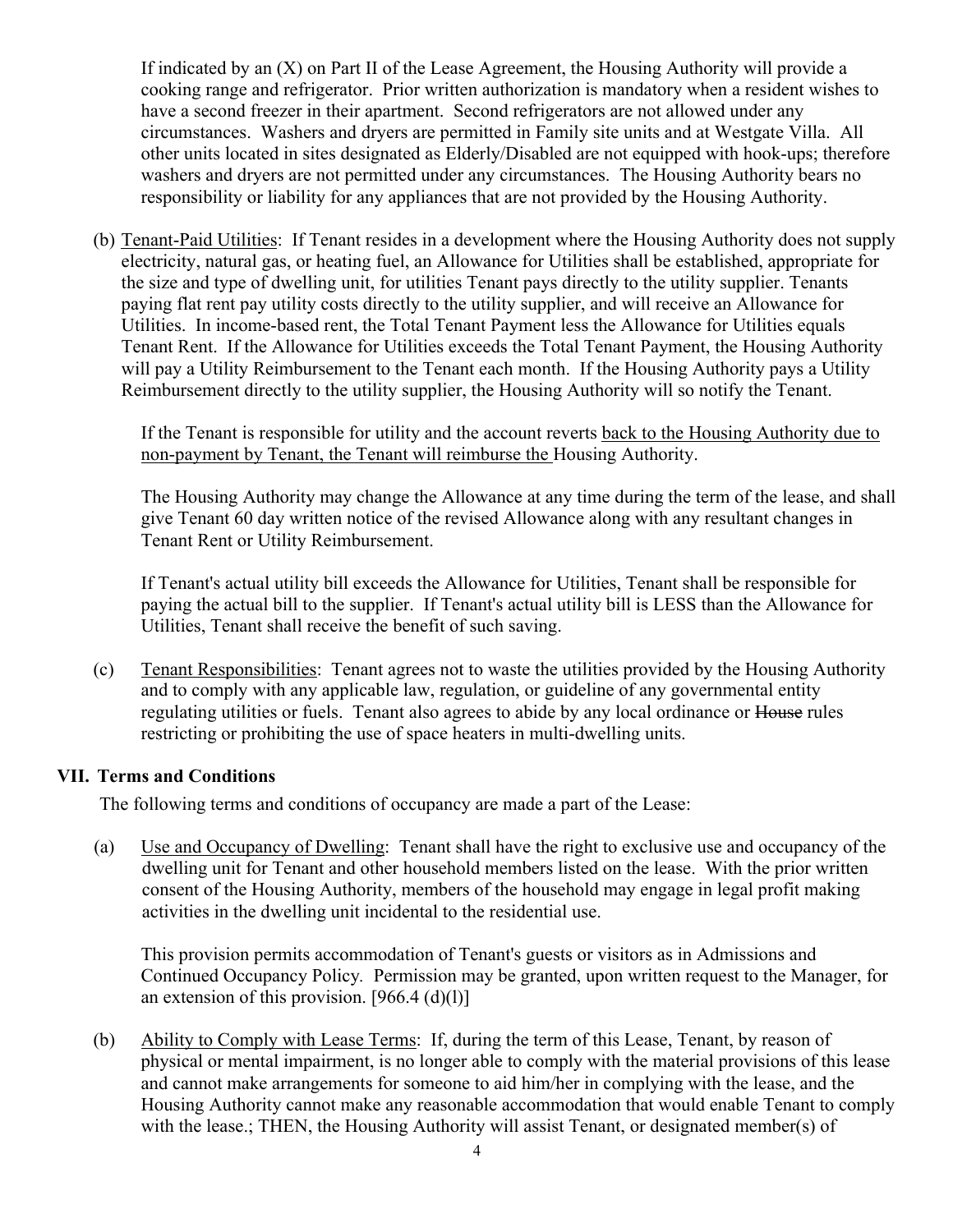If indicated by an (X) on Part II of the Lease Agreement, the Housing Authority will provide a cooking range and refrigerator. Prior written authorization is mandatory when a resident wishes to have a second freezer in their apartment. Second refrigerators are not allowed under any circumstances. Washers and dryers are permitted in Family site units and at Westgate Villa. All other units located in sites designated as Elderly/Disabled are not equipped with hook-ups; therefore washers and dryers are not permitted under any circumstances. The Housing Authority bears no responsibility or liability for any appliances that are not provided by the Housing Authority.

(b) Tenant-Paid Utilities: If Tenant resides in a development where the Housing Authority does not supply electricity, natural gas, or heating fuel, an Allowance for Utilities shall be established, appropriate for the size and type of dwelling unit, for utilities Tenant pays directly to the utility supplier. Tenants paying flat rent pay utility costs directly to the utility supplier, and will receive an Allowance for Utilities. In income-based rent, the Total Tenant Payment less the Allowance for Utilities equals Tenant Rent. If the Allowance for Utilities exceeds the Total Tenant Payment, the Housing Authority will pay a Utility Reimbursement to the Tenant each month. If the Housing Authority pays a Utility Reimbursement directly to the utility supplier, the Housing Authority will so notify the Tenant.

If the Tenant is responsible for utility and the account reverts back to the Housing Authority due to non-payment by Tenant, the Tenant will reimburse the Housing Authority.

The Housing Authority may change the Allowance at any time during the term of the lease, and shall give Tenant 60 day written notice of the revised Allowance along with any resultant changes in Tenant Rent or Utility Reimbursement.

If Tenant's actual utility bill exceeds the Allowance for Utilities, Tenant shall be responsible for paying the actual bill to the supplier. If Tenant's actual utility bill is LESS than the Allowance for Utilities, Tenant shall receive the benefit of such saving.

(c) Tenant Responsibilities: Tenant agrees not to waste the utilities provided by the Housing Authority and to comply with any applicable law, regulation, or guideline of any governmental entity regulating utilities or fuels. Tenant also agrees to abide by any local ordinance or ~~House~~ rules restricting or prohibiting the use of space heaters in multi-dwelling units.

## VII. Terms and Conditions

The following terms and conditions of occupancy are made a part of the Lease:

(a) Use and Occupancy of Dwelling: Tenant shall have the right to exclusive use and occupancy of the dwelling unit for Tenant and other household members listed on the lease. With the prior written consent of the Housing Authority, members of the household may engage in legal profit making activities in the dwelling unit incidental to the residential use.

This provision permits accommodation of Tenant's guests or visitors as in Admissions and Continued Occupancy Policy. Permission may be granted, upon written request to the Manager, for an extension of this provision. [966.4 (d)(l)]

(b) Ability to Comply with Lease Terms: If, during the term of this Lease, Tenant, by reason of physical or mental impairment, is no longer able to comply with the material provisions of this lease and cannot make arrangements for someone to aid him/her in complying with the lease, and the Housing Authority cannot make any reasonable accommodation that would enable Tenant to comply with the lease.; THEN, the Housing Authority will assist Tenant, or designated member(s) of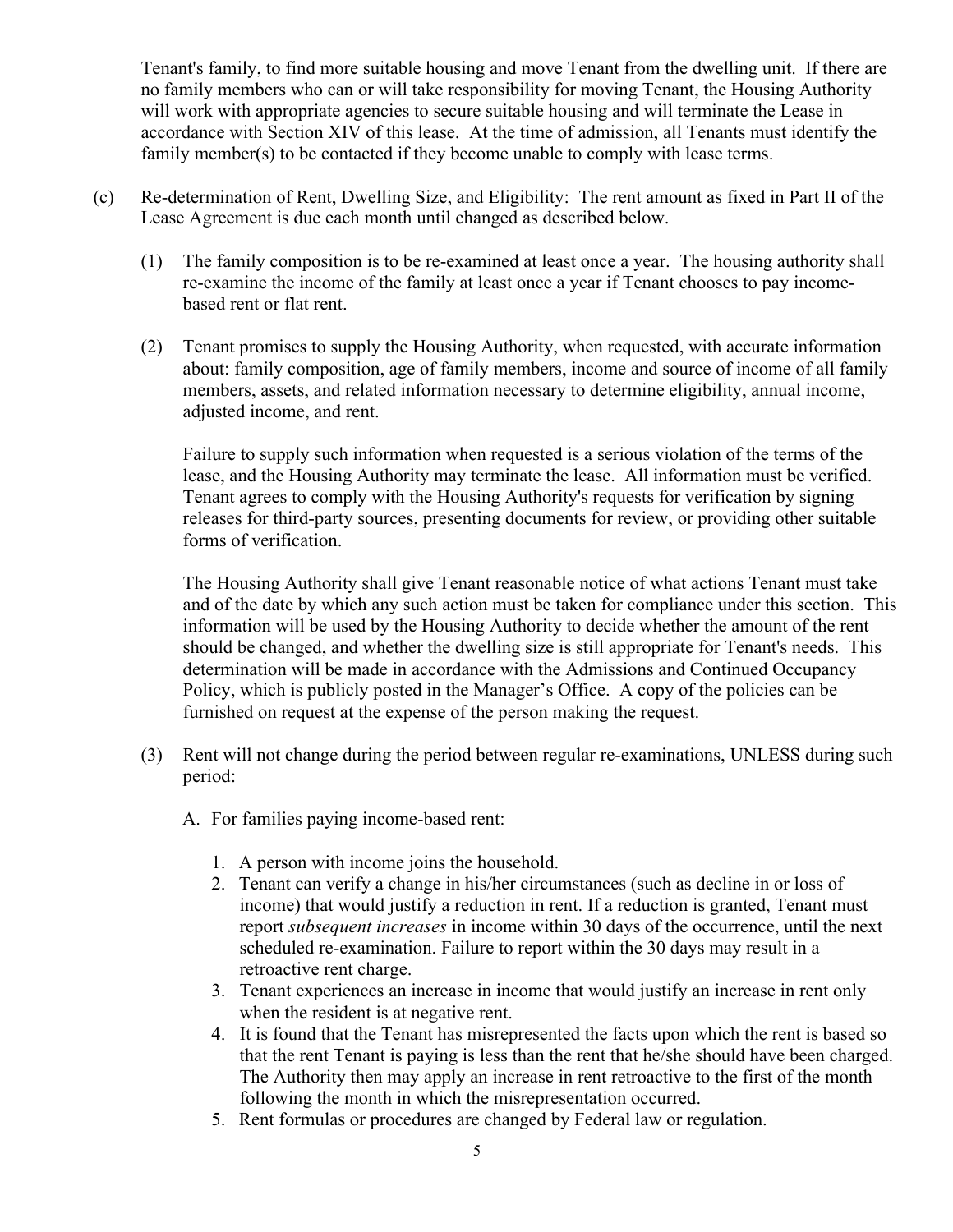Tenant's family, to find more suitable housing and move Tenant from the dwelling unit. If there are no family members who can or will take responsibility for moving Tenant, the Housing Authority will work with appropriate agencies to secure suitable housing and will terminate the Lease in accordance with Section XIV of this lease. At the time of admission, all Tenants must identify the family member(s) to be contacted if they become unable to comply with lease terms.

(c) Re-determination of Rent, Dwelling Size, and Eligibility: The rent amount as fixed in Part II of the Lease Agreement is due each month until changed as described below.

(1) The family composition is to be re-examined at least once a year. The housing authority shall re-examine the income of the family at least once a year if Tenant chooses to pay income-based rent or flat rent.

(2) Tenant promises to supply the Housing Authority, when requested, with accurate information about: family composition, age of family members, income and source of income of all family members, assets, and related information necessary to determine eligibility, annual income, adjusted income, and rent.

Failure to supply such information when requested is a serious violation of the terms of the lease, and the Housing Authority may terminate the lease. All information must be verified. Tenant agrees to comply with the Housing Authority's requests for verification by signing releases for third-party sources, presenting documents for review, or providing other suitable forms of verification.

The Housing Authority shall give Tenant reasonable notice of what actions Tenant must take and of the date by which any such action must be taken for compliance under this section. This information will be used by the Housing Authority to decide whether the amount of the rent should be changed, and whether the dwelling size is still appropriate for Tenant's needs. This determination will be made in accordance with the Admissions and Continued Occupancy Policy, which is publicly posted in the Manager's Office. A copy of the policies can be furnished on request at the expense of the person making the request.

(3) Rent will not change during the period between regular re-examinations, UNLESS during such period:

A. For families paying income-based rent:

1. A person with income joins the household.
2. Tenant can verify a change in his/her circumstances (such as decline in or loss of income) that would justify a reduction in rent. If a reduction is granted, Tenant must report *subsequent increases* in income within 30 days of the occurrence, until the next scheduled re-examination. Failure to report within the 30 days may result in a retroactive rent charge.
3. Tenant experiences an increase in income that would justify an increase in rent only when the resident is at negative rent.
4. It is found that the Tenant has misrepresented the facts upon which the rent is based so that the rent Tenant is paying is less than the rent that he/she should have been charged. The Authority then may apply an increase in rent retroactive to the first of the month following the month in which the misrepresentation occurred.
5. Rent formulas or procedures are changed by Federal law or regulation.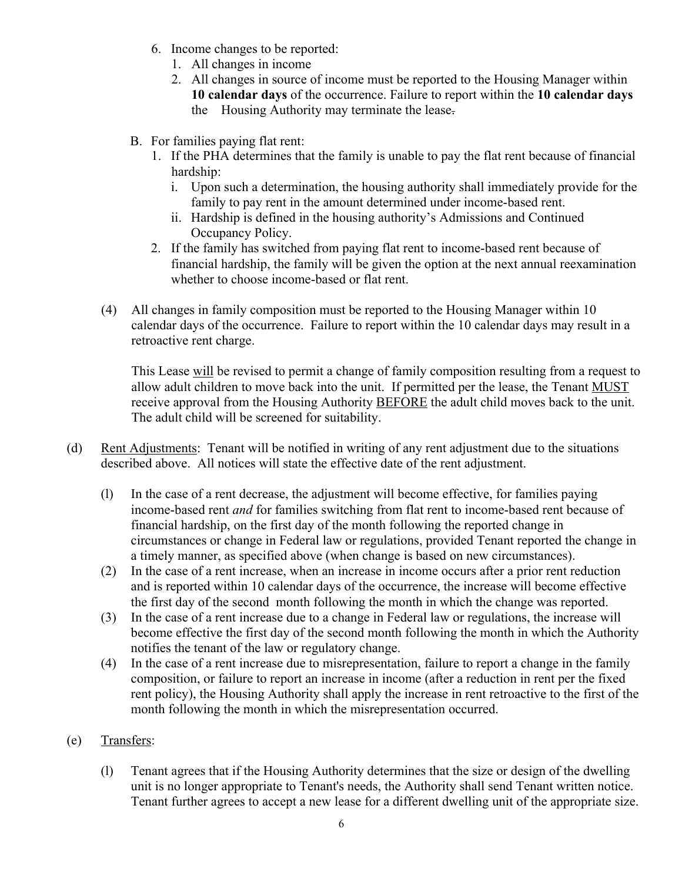6. Income changes to be reported:
   1. All changes in income
   2. All changes in source of income must be reported to the Housing Manager within **10 calendar days** of the occurrence. Failure to report within the **10 calendar days** the Housing Authority may terminate the lease.

B. For families paying flat rent:
   1. If the PHA determines that the family is unable to pay the flat rent because of financial hardship:
      i. Upon such a determination, the housing authority shall immediately provide for the family to pay rent in the amount determined under income-based rent.
      ii. Hardship is defined in the housing authority's Admissions and Continued Occupancy Policy.
   2. If the family has switched from paying flat rent to income-based rent because of financial hardship, the family will be given the option at the next annual reexamination whether to choose income-based or flat rent.

(4) All changes in family composition must be reported to the Housing Manager within 10 calendar days of the occurrence. Failure to report within the 10 calendar days may result in a retroactive rent charge.

This Lease <u>will</u> be revised to permit a change of family composition resulting from a request to allow adult children to move back into the unit. If permitted per the lease, the Tenant <u>MUST</u> receive approval from the Housing Authority <u>BEFORE</u> the adult child moves back to the unit. The adult child will be screened for suitability.

(d) <u>Rent Adjustments</u>: Tenant will be notified in writing of any rent adjustment due to the situations described above. All notices will state the effective date of the rent adjustment.

(l) In the case of a rent decrease, the adjustment will become effective, for families paying income-based rent *and* for families switching from flat rent to income-based rent because of financial hardship, on the first day of the month following the reported change in circumstances or change in Federal law or regulations, provided Tenant reported the change in a timely manner, as specified above (when change is based on new circumstances).

(2) In the case of a rent increase, when an increase in income occurs after a prior rent reduction and is reported within 10 calendar days of the occurrence, the increase will become effective the first day of the second month following the month in which the change was reported.

(3) In the case of a rent increase due to a change in Federal law or regulations, the increase will become effective the first day of the second month following the month in which the Authority notifies the tenant of the law or regulatory change.

(4) In the case of a rent increase due to misrepresentation, failure to report a change in the family composition, or failure to report an increase in income (after a reduction in rent per the fixed rent policy), the Housing Authority shall apply the increase in rent retroactive to the first of the month following the month in which the misrepresentation occurred.

(e) <u>Transfers</u>:

(l) Tenant agrees that if the Housing Authority determines that the size or design of the dwelling unit is no longer appropriate to Tenant's needs, the Authority shall send Tenant written notice. Tenant further agrees to accept a new lease for a different dwelling unit of the appropriate size.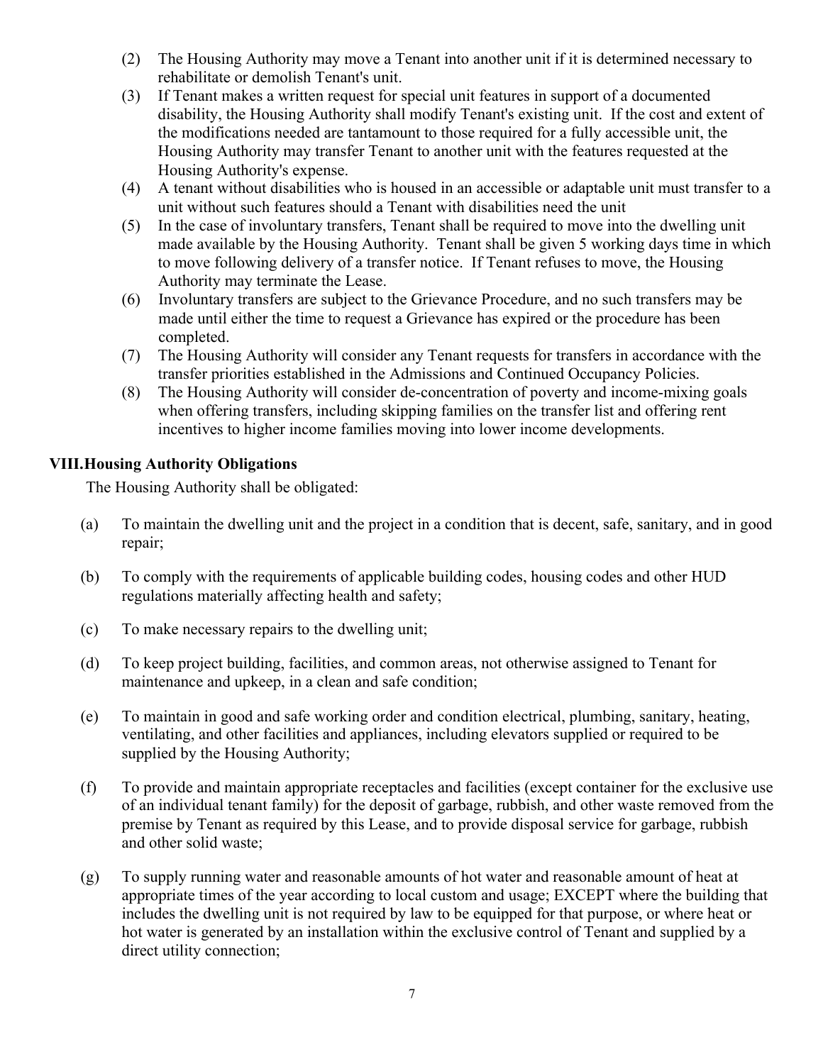(2) The Housing Authority may move a Tenant into another unit if it is determined necessary to rehabilitate or demolish Tenant's unit.

(3) If Tenant makes a written request for special unit features in support of a documented disability, the Housing Authority shall modify Tenant's existing unit. If the cost and extent of the modifications needed are tantamount to those required for a fully accessible unit, the Housing Authority may transfer Tenant to another unit with the features requested at the Housing Authority's expense.

(4) A tenant without disabilities who is housed in an accessible or adaptable unit must transfer to a unit without such features should a Tenant with disabilities need the unit

(5) In the case of involuntary transfers, Tenant shall be required to move into the dwelling unit made available by the Housing Authority. Tenant shall be given 5 working days time in which to move following delivery of a transfer notice. If Tenant refuses to move, the Housing Authority may terminate the Lease.

(6) Involuntary transfers are subject to the Grievance Procedure, and no such transfers may be made until either the time to request a Grievance has expired or the procedure has been completed.

(7) The Housing Authority will consider any Tenant requests for transfers in accordance with the transfer priorities established in the Admissions and Continued Occupancy Policies.

(8) The Housing Authority will consider de-concentration of poverty and income-mixing goals when offering transfers, including skipping families on the transfer list and offering rent incentives to higher income families moving into lower income developments.

## VIII. Housing Authority Obligations

The Housing Authority shall be obligated:

(a) To maintain the dwelling unit and the project in a condition that is decent, safe, sanitary, and in good repair;

(b) To comply with the requirements of applicable building codes, housing codes and other HUD regulations materially affecting health and safety;

(c) To make necessary repairs to the dwelling unit;

(d) To keep project building, facilities, and common areas, not otherwise assigned to Tenant for maintenance and upkeep, in a clean and safe condition;

(e) To maintain in good and safe working order and condition electrical, plumbing, sanitary, heating, ventilating, and other facilities and appliances, including elevators supplied or required to be supplied by the Housing Authority;

(f) To provide and maintain appropriate receptacles and facilities (except container for the exclusive use of an individual tenant family) for the deposit of garbage, rubbish, and other waste removed from the premise by Tenant as required by this Lease, and to provide disposal service for garbage, rubbish and other solid waste;

(g) To supply running water and reasonable amounts of hot water and reasonable amount of heat at appropriate times of the year according to local custom and usage; EXCEPT where the building that includes the dwelling unit is not required by law to be equipped for that purpose, or where heat or hot water is generated by an installation within the exclusive control of Tenant and supplied by a direct utility connection;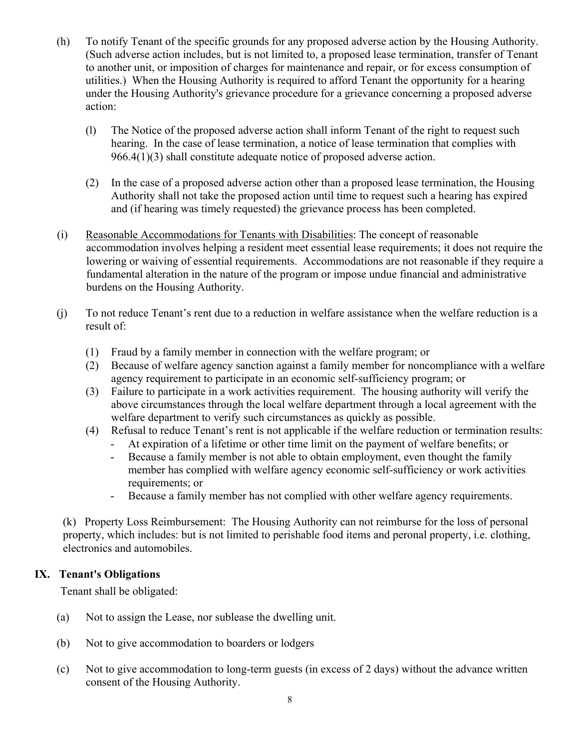(h) To notify Tenant of the specific grounds for any proposed adverse action by the Housing Authority. (Such adverse action includes, but is not limited to, a proposed lease termination, transfer of Tenant to another unit, or imposition of charges for maintenance and repair, or for excess consumption of utilities.) When the Housing Authority is required to afford Tenant the opportunity for a hearing under the Housing Authority's grievance procedure for a grievance concerning a proposed adverse action:

 (l) The Notice of the proposed adverse action shall inform Tenant of the right to request such hearing. In the case of lease termination, a notice of lease termination that complies with 966.4(1)(3) shall constitute adequate notice of proposed adverse action.

 (2) In the case of a proposed adverse action other than a proposed lease termination, the Housing Authority shall not take the proposed action until time to request such a hearing has expired and (if hearing was timely requested) the grievance process has been completed.

(i) <u>Reasonable Accommodations for Tenants with Disabilities</u>: The concept of reasonable accommodation involves helping a resident meet essential lease requirements; it does not require the lowering or waiving of essential requirements. Accommodations are not reasonable if they require a fundamental alteration in the nature of the program or impose undue financial and administrative burdens on the Housing Authority.

(j) To not reduce Tenant's rent due to a reduction in welfare assistance when the welfare reduction is a result of:

 (1) Fraud by a family member in connection with the welfare program; or
 (2) Because of welfare agency sanction against a family member for noncompliance with a welfare agency requirement to participate in an economic self-sufficiency program; or
 (3) Failure to participate in a work activities requirement. The housing authority will verify the above circumstances through the local welfare department through a local agreement with the welfare department to verify such circumstances as quickly as possible.
 (4) Refusal to reduce Tenant's rent is not applicable if the welfare reduction or termination results:
 - At expiration of a lifetime or other time limit on the payment of welfare benefits; or
 - Because a family member is not able to obtain employment, even thought the family member has complied with welfare agency economic self-sufficiency or work activities requirements; or
 - Because a family member has not complied with other welfare agency requirements.

(k) Property Loss Reimbursement: The Housing Authority can not reimburse for the loss of personal property, which includes: but is not limited to perishable food items and peronal property, i.e. clothing, electronics and automobiles.

## IX. Tenant's Obligations

Tenant shall be obligated:

(a) Not to assign the Lease, nor sublease the dwelling unit.

(b) Not to give accommodation to boarders or lodgers

(c) Not to give accommodation to long-term guests (in excess of 2 days) without the advance written consent of the Housing Authority.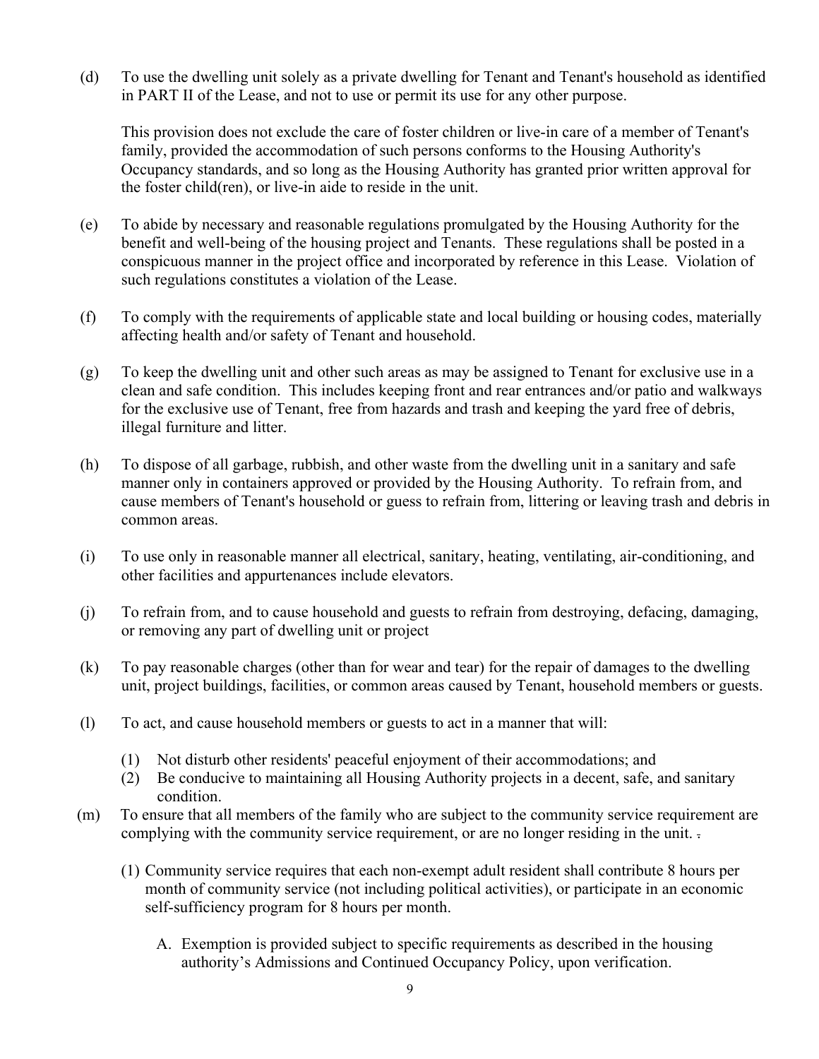(d) To use the dwelling unit solely as a private dwelling for Tenant and Tenant's household as identified in PART II of the Lease, and not to use or permit its use for any other purpose.

This provision does not exclude the care of foster children or live-in care of a member of Tenant's family, provided the accommodation of such persons conforms to the Housing Authority's Occupancy standards, and so long as the Housing Authority has granted prior written approval for the foster child(ren), or live-in aide to reside in the unit.

(e) To abide by necessary and reasonable regulations promulgated by the Housing Authority for the benefit and well-being of the housing project and Tenants. These regulations shall be posted in a conspicuous manner in the project office and incorporated by reference in this Lease. Violation of such regulations constitutes a violation of the Lease.

(f) To comply with the requirements of applicable state and local building or housing codes, materially affecting health and/or safety of Tenant and household.

(g) To keep the dwelling unit and other such areas as may be assigned to Tenant for exclusive use in a clean and safe condition. This includes keeping front and rear entrances and/or patio and walkways for the exclusive use of Tenant, free from hazards and trash and keeping the yard free of debris, illegal furniture and litter.

(h) To dispose of all garbage, rubbish, and other waste from the dwelling unit in a sanitary and safe manner only in containers approved or provided by the Housing Authority. To refrain from, and cause members of Tenant's household or guess to refrain from, littering or leaving trash and debris in common areas.

(i) To use only in reasonable manner all electrical, sanitary, heating, ventilating, air-conditioning, and other facilities and appurtenances include elevators.

(j) To refrain from, and to cause household and guests to refrain from destroying, defacing, damaging, or removing any part of dwelling unit or project

(k) To pay reasonable charges (other than for wear and tear) for the repair of damages to the dwelling unit, project buildings, facilities, or common areas caused by Tenant, household members or guests.

(l) To act, and cause household members or guests to act in a manner that will:

(1) Not disturb other residents' peaceful enjoyment of their accommodations; and
(2) Be conducive to maintaining all Housing Authority projects in a decent, safe, and sanitary condition.

(m) To ensure that all members of the family who are subject to the community service requirement are complying with the community service requirement, or are no longer residing in the unit.

(1) Community service requires that each non-exempt adult resident shall contribute 8 hours per month of community service (not including political activities), or participate in an economic self-sufficiency program for 8 hours per month.

A. Exemption is provided subject to specific requirements as described in the housing authority's Admissions and Continued Occupancy Policy, upon verification.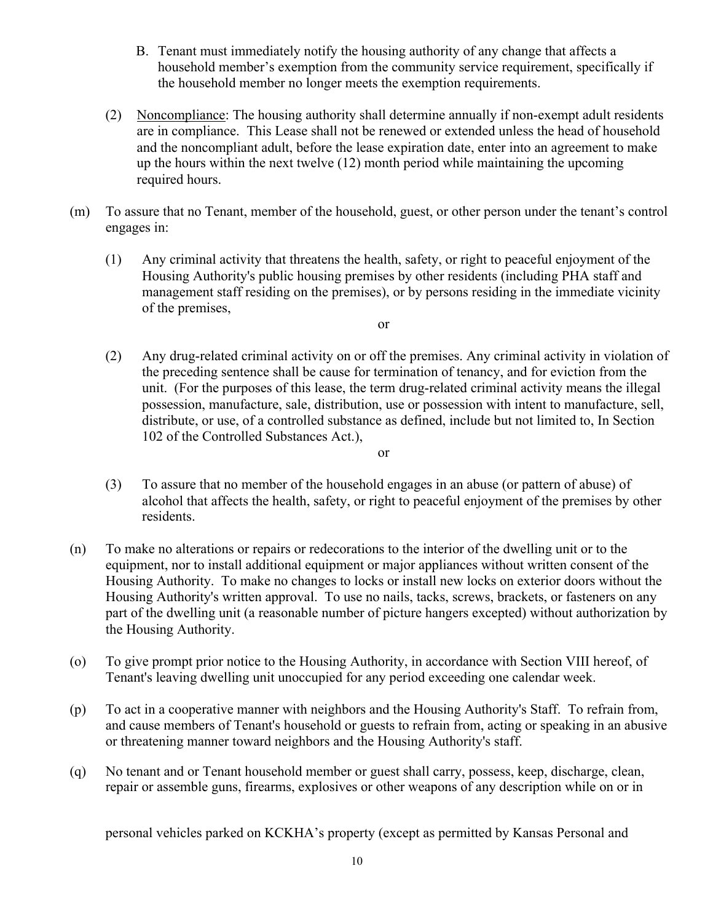B. Tenant must immediately notify the housing authority of any change that affects a household member's exemption from the community service requirement, specifically if the household member no longer meets the exemption requirements.

(2) Noncompliance: The housing authority shall determine annually if non-exempt adult residents are in compliance. This Lease shall not be renewed or extended unless the head of household and the noncompliant adult, before the lease expiration date, enter into an agreement to make up the hours within the next twelve (12) month period while maintaining the upcoming required hours.

(m) To assure that no Tenant, member of the household, guest, or other person under the tenant's control engages in:

(1) Any criminal activity that threatens the health, safety, or right to peaceful enjoyment of the Housing Authority's public housing premises by other residents (including PHA staff and management staff residing on the premises), or by persons residing in the immediate vicinity of the premises,

or

(2) Any drug-related criminal activity on or off the premises. Any criminal activity in violation of the preceding sentence shall be cause for termination of tenancy, and for eviction from the unit. (For the purposes of this lease, the term drug-related criminal activity means the illegal possession, manufacture, sale, distribution, use or possession with intent to manufacture, sell, distribute, or use, of a controlled substance as defined, include but not limited to, In Section 102 of the Controlled Substances Act.),

or

(3) To assure that no member of the household engages in an abuse (or pattern of abuse) of alcohol that affects the health, safety, or right to peaceful enjoyment of the premises by other residents.

(n) To make no alterations or repairs or redecorations to the interior of the dwelling unit or to the equipment, nor to install additional equipment or major appliances without written consent of the Housing Authority. To make no changes to locks or install new locks on exterior doors without the Housing Authority's written approval. To use no nails, tacks, screws, brackets, or fasteners on any part of the dwelling unit (a reasonable number of picture hangers excepted) without authorization by the Housing Authority.

(o) To give prompt prior notice to the Housing Authority, in accordance with Section VIII hereof, of Tenant's leaving dwelling unit unoccupied for any period exceeding one calendar week.

(p) To act in a cooperative manner with neighbors and the Housing Authority's Staff. To refrain from, and cause members of Tenant's household or guests to refrain from, acting or speaking in an abusive or threatening manner toward neighbors and the Housing Authority's staff.

(q) No tenant and or Tenant household member or guest shall carry, possess, keep, discharge, clean, repair or assemble guns, firearms, explosives or other weapons of any description while on or in

personal vehicles parked on KCKHA's property (except as permitted by Kansas Personal and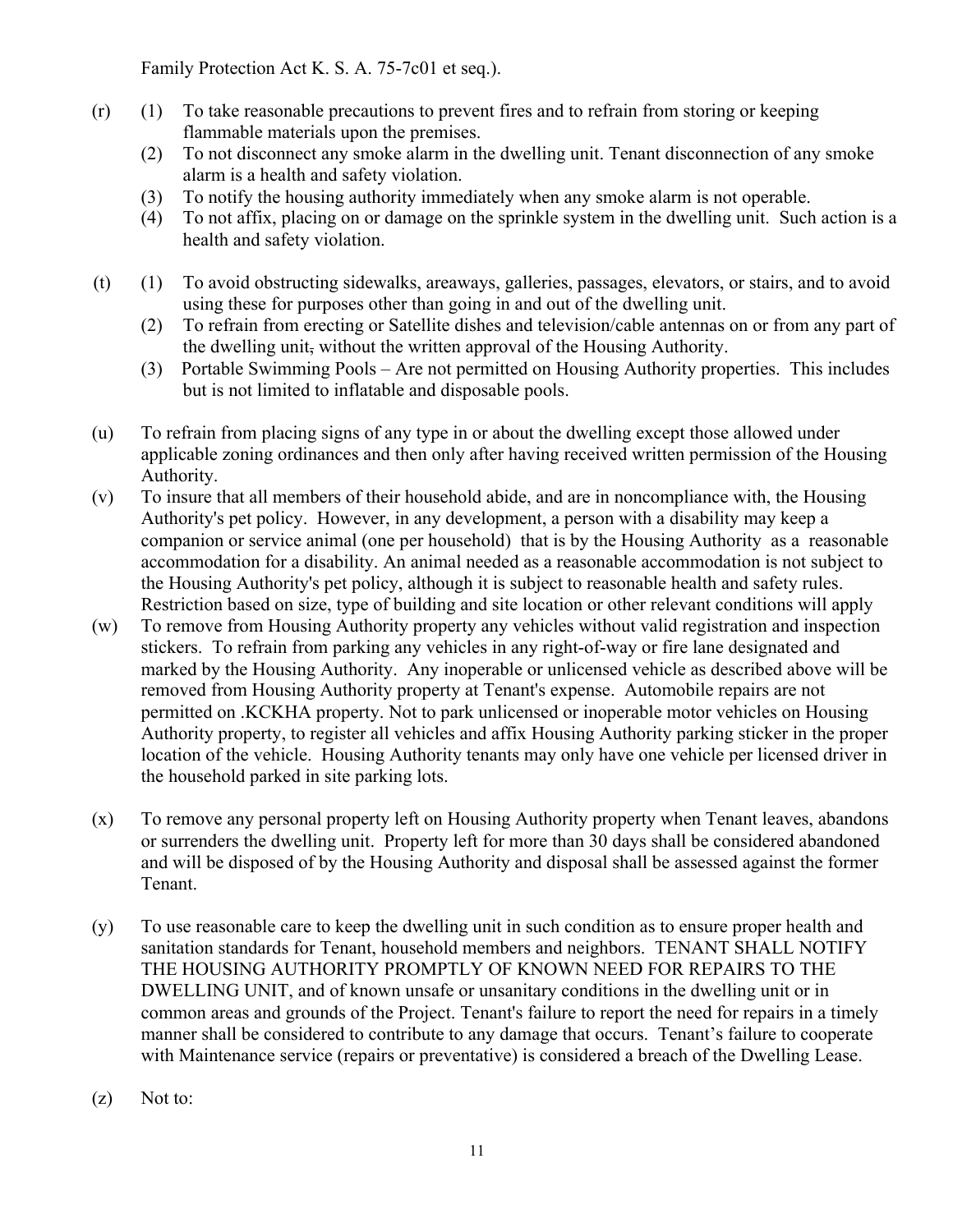Family Protection Act K. S. A. 75-7c01 et seq.).

(r) (1) To take reasonable precautions to prevent fires and to refrain from storing or keeping flammable materials upon the premises.
(2) To not disconnect any smoke alarm in the dwelling unit. Tenant disconnection of any smoke alarm is a health and safety violation.
(3) To notify the housing authority immediately when any smoke alarm is not operable.
(4) To not affix, placing on or damage on the sprinkle system in the dwelling unit. Such action is a health and safety violation.

(t) (1) To avoid obstructing sidewalks, areaways, galleries, passages, elevators, or stairs, and to avoid using these for purposes other than going in and out of the dwelling unit.
(2) To refrain from erecting or Satellite dishes and television/cable antennas on or from any part of the dwelling unit, without the written approval of the Housing Authority.
(3) Portable Swimming Pools – Are not permitted on Housing Authority properties. This includes but is not limited to inflatable and disposable pools.

(u) To refrain from placing signs of any type in or about the dwelling except those allowed under applicable zoning ordinances and then only after having received written permission of the Housing Authority.

(v) To insure that all members of their household abide, and are in noncompliance with, the Housing Authority's pet policy. However, in any development, a person with a disability may keep a companion or service animal (one per household) that is by the Housing Authority as a reasonable accommodation for a disability. An animal needed as a reasonable accommodation is not subject to the Housing Authority's pet policy, although it is subject to reasonable health and safety rules. Restriction based on size, type of building and site location or other relevant conditions will apply

(w) To remove from Housing Authority property any vehicles without valid registration and inspection stickers. To refrain from parking any vehicles in any right-of-way or fire lane designated and marked by the Housing Authority. Any inoperable or unlicensed vehicle as described above will be removed from Housing Authority property at Tenant's expense. Automobile repairs are not permitted on .KCKHA property. Not to park unlicensed or inoperable motor vehicles on Housing Authority property, to register all vehicles and affix Housing Authority parking sticker in the proper location of the vehicle. Housing Authority tenants may only have one vehicle per licensed driver in the household parked in site parking lots.

(x) To remove any personal property left on Housing Authority property when Tenant leaves, abandons or surrenders the dwelling unit. Property left for more than 30 days shall be considered abandoned and will be disposed of by the Housing Authority and disposal shall be assessed against the former Tenant.

(y) To use reasonable care to keep the dwelling unit in such condition as to ensure proper health and sanitation standards for Tenant, household members and neighbors. TENANT SHALL NOTIFY THE HOUSING AUTHORITY PROMPTLY OF KNOWN NEED FOR REPAIRS TO THE DWELLING UNIT, and of known unsafe or unsanitary conditions in the dwelling unit or in common areas and grounds of the Project. Tenant's failure to report the need for repairs in a timely manner shall be considered to contribute to any damage that occurs. Tenant's failure to cooperate with Maintenance service (repairs or preventative) is considered a breach of the Dwelling Lease.

(z) Not to: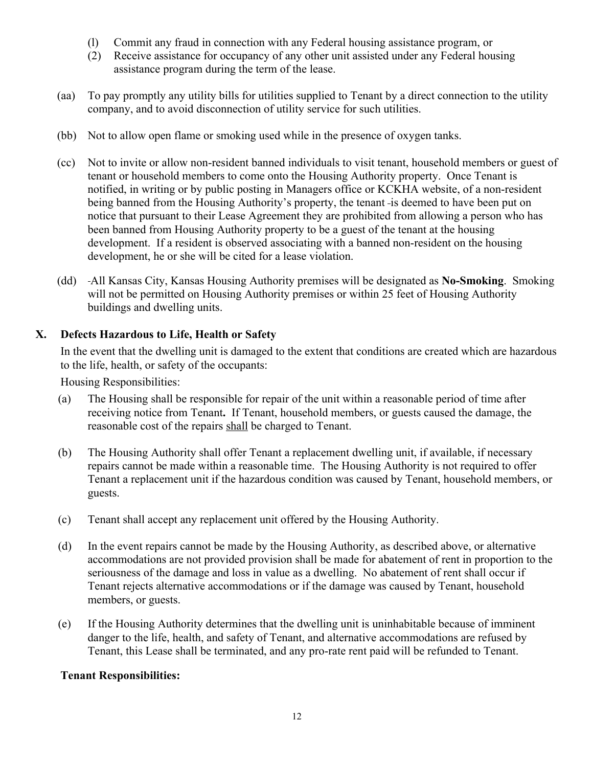(l) Commit any fraud in connection with any Federal housing assistance program, or
(2) Receive assistance for occupancy of any other unit assisted under any Federal housing assistance program during the term of the lease.

(aa) To pay promptly any utility bills for utilities supplied to Tenant by a direct connection to the utility company, and to avoid disconnection of utility service for such utilities.

(bb) Not to allow open flame or smoking used while in the presence of oxygen tanks.

(cc) Not to invite or allow non-resident banned individuals to visit tenant, household members or guest of tenant or household members to come onto the Housing Authority property. Once Tenant is notified, in writing or by public posting in Managers office or KCKHA website, of a non-resident being banned from the Housing Authority's property, the tenant is deemed to have been put on notice that pursuant to their Lease Agreement they are prohibited from allowing a person who has been banned from Housing Authority property to be a guest of the tenant at the housing development. If a resident is observed associating with a banned non-resident on the housing development, he or she will be cited for a lease violation.

(dd) All Kansas City, Kansas Housing Authority premises will be designated as **No-Smoking**. Smoking will not be permitted on Housing Authority premises or within 25 feet of Housing Authority buildings and dwelling units.

## X. Defects Hazardous to Life, Health or Safety

In the event that the dwelling unit is damaged to the extent that conditions are created which are hazardous to the life, health, or safety of the occupants:

Housing Responsibilities:

(a) The Housing shall be responsible for repair of the unit within a reasonable period of time after receiving notice from Tenant**.** If Tenant, household members, or guests caused the damage, the reasonable cost of the repairs <u>shall</u> be charged to Tenant.

(b) The Housing Authority shall offer Tenant a replacement dwelling unit, if available, if necessary repairs cannot be made within a reasonable time. The Housing Authority is not required to offer Tenant a replacement unit if the hazardous condition was caused by Tenant, household members, or guests.

(c) Tenant shall accept any replacement unit offered by the Housing Authority.

(d) In the event repairs cannot be made by the Housing Authority, as described above, or alternative accommodations are not provided provision shall be made for abatement of rent in proportion to the seriousness of the damage and loss in value as a dwelling. No abatement of rent shall occur if Tenant rejects alternative accommodations or if the damage was caused by Tenant, household members, or guests.

(e) If the Housing Authority determines that the dwelling unit is uninhabitable because of imminent danger to the life, health, and safety of Tenant, and alternative accommodations are refused by Tenant, this Lease shall be terminated, and any pro-rate rent paid will be refunded to Tenant.

**Tenant Responsibilities:**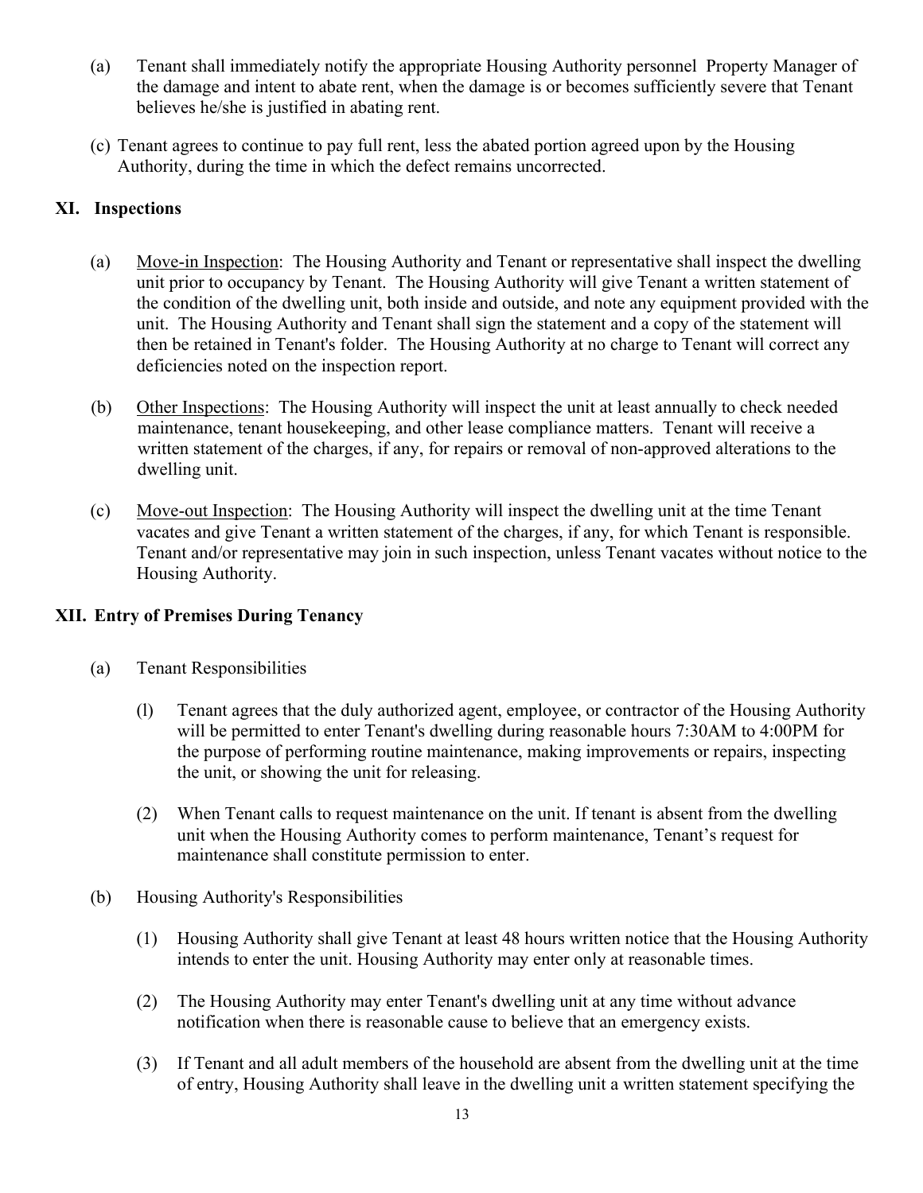(a) Tenant shall immediately notify the appropriate Housing Authority personnel Property Manager of the damage and intent to abate rent, when the damage is or becomes sufficiently severe that Tenant believes he/she is justified in abating rent.

(c) Tenant agrees to continue to pay full rent, less the abated portion agreed upon by the Housing Authority, during the time in which the defect remains uncorrected.

## XI. Inspections

(a) Move-in Inspection: The Housing Authority and Tenant or representative shall inspect the dwelling unit prior to occupancy by Tenant. The Housing Authority will give Tenant a written statement of the condition of the dwelling unit, both inside and outside, and note any equipment provided with the unit. The Housing Authority and Tenant shall sign the statement and a copy of the statement will then be retained in Tenant's folder. The Housing Authority at no charge to Tenant will correct any deficiencies noted on the inspection report.

(b) Other Inspections: The Housing Authority will inspect the unit at least annually to check needed maintenance, tenant housekeeping, and other lease compliance matters. Tenant will receive a written statement of the charges, if any, for repairs or removal of non-approved alterations to the dwelling unit.

(c) Move-out Inspection: The Housing Authority will inspect the dwelling unit at the time Tenant vacates and give Tenant a written statement of the charges, if any, for which Tenant is responsible. Tenant and/or representative may join in such inspection, unless Tenant vacates without notice to the Housing Authority.

## XII. Entry of Premises During Tenancy

(a) Tenant Responsibilities

(l) Tenant agrees that the duly authorized agent, employee, or contractor of the Housing Authority will be permitted to enter Tenant's dwelling during reasonable hours 7:30AM to 4:00PM for the purpose of performing routine maintenance, making improvements or repairs, inspecting the unit, or showing the unit for releasing.

(2) When Tenant calls to request maintenance on the unit. If tenant is absent from the dwelling unit when the Housing Authority comes to perform maintenance, Tenant's request for maintenance shall constitute permission to enter.

(b) Housing Authority's Responsibilities

(1) Housing Authority shall give Tenant at least 48 hours written notice that the Housing Authority intends to enter the unit. Housing Authority may enter only at reasonable times.

(2) The Housing Authority may enter Tenant's dwelling unit at any time without advance notification when there is reasonable cause to believe that an emergency exists.

(3) If Tenant and all adult members of the household are absent from the dwelling unit at the time of entry, Housing Authority shall leave in the dwelling unit a written statement specifying the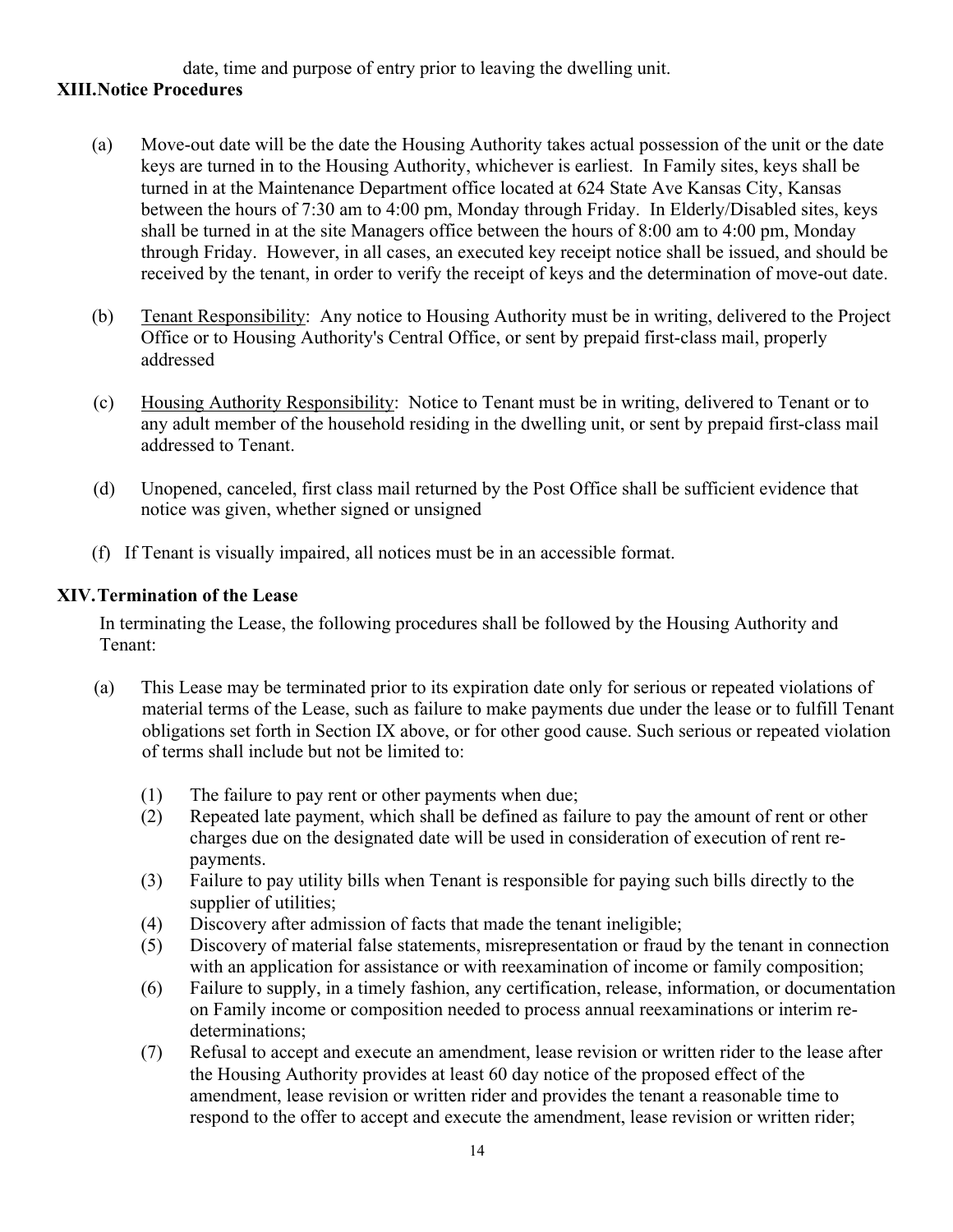date, time and purpose of entry prior to leaving the dwelling unit.

## XIII. Notice Procedures

(a) Move-out date will be the date the Housing Authority takes actual possession of the unit or the date keys are turned in to the Housing Authority, whichever is earliest. In Family sites, keys shall be turned in at the Maintenance Department office located at 624 State Ave Kansas City, Kansas between the hours of 7:30 am to 4:00 pm, Monday through Friday. In Elderly/Disabled sites, keys shall be turned in at the site Managers office between the hours of 8:00 am to 4:00 pm, Monday through Friday. However, in all cases, an executed key receipt notice shall be issued, and should be received by the tenant, in order to verify the receipt of keys and the determination of move-out date.

(b) Tenant Responsibility: Any notice to Housing Authority must be in writing, delivered to the Project Office or to Housing Authority's Central Office, or sent by prepaid first-class mail, properly addressed

(c) Housing Authority Responsibility: Notice to Tenant must be in writing, delivered to Tenant or to any adult member of the household residing in the dwelling unit, or sent by prepaid first-class mail addressed to Tenant.

(d) Unopened, canceled, first class mail returned by the Post Office shall be sufficient evidence that notice was given, whether signed or unsigned

(f) If Tenant is visually impaired, all notices must be in an accessible format.

## XIV. Termination of the Lease

In terminating the Lease, the following procedures shall be followed by the Housing Authority and Tenant:

(a) This Lease may be terminated prior to its expiration date only for serious or repeated violations of material terms of the Lease, such as failure to make payments due under the lease or to fulfill Tenant obligations set forth in Section IX above, or for other good cause. Such serious or repeated violation of terms shall include but not be limited to:

(1) The failure to pay rent or other payments when due;
(2) Repeated late payment, which shall be defined as failure to pay the amount of rent or other charges due on the designated date will be used in consideration of execution of rent re-payments.
(3) Failure to pay utility bills when Tenant is responsible for paying such bills directly to the supplier of utilities;
(4) Discovery after admission of facts that made the tenant ineligible;
(5) Discovery of material false statements, misrepresentation or fraud by the tenant in connection with an application for assistance or with reexamination of income or family composition;
(6) Failure to supply, in a timely fashion, any certification, release, information, or documentation on Family income or composition needed to process annual reexaminations or interim re-determinations;
(7) Refusal to accept and execute an amendment, lease revision or written rider to the lease after the Housing Authority provides at least 60 day notice of the proposed effect of the amendment, lease revision or written rider and provides the tenant a reasonable time to respond to the offer to accept and execute the amendment, lease revision or written rider;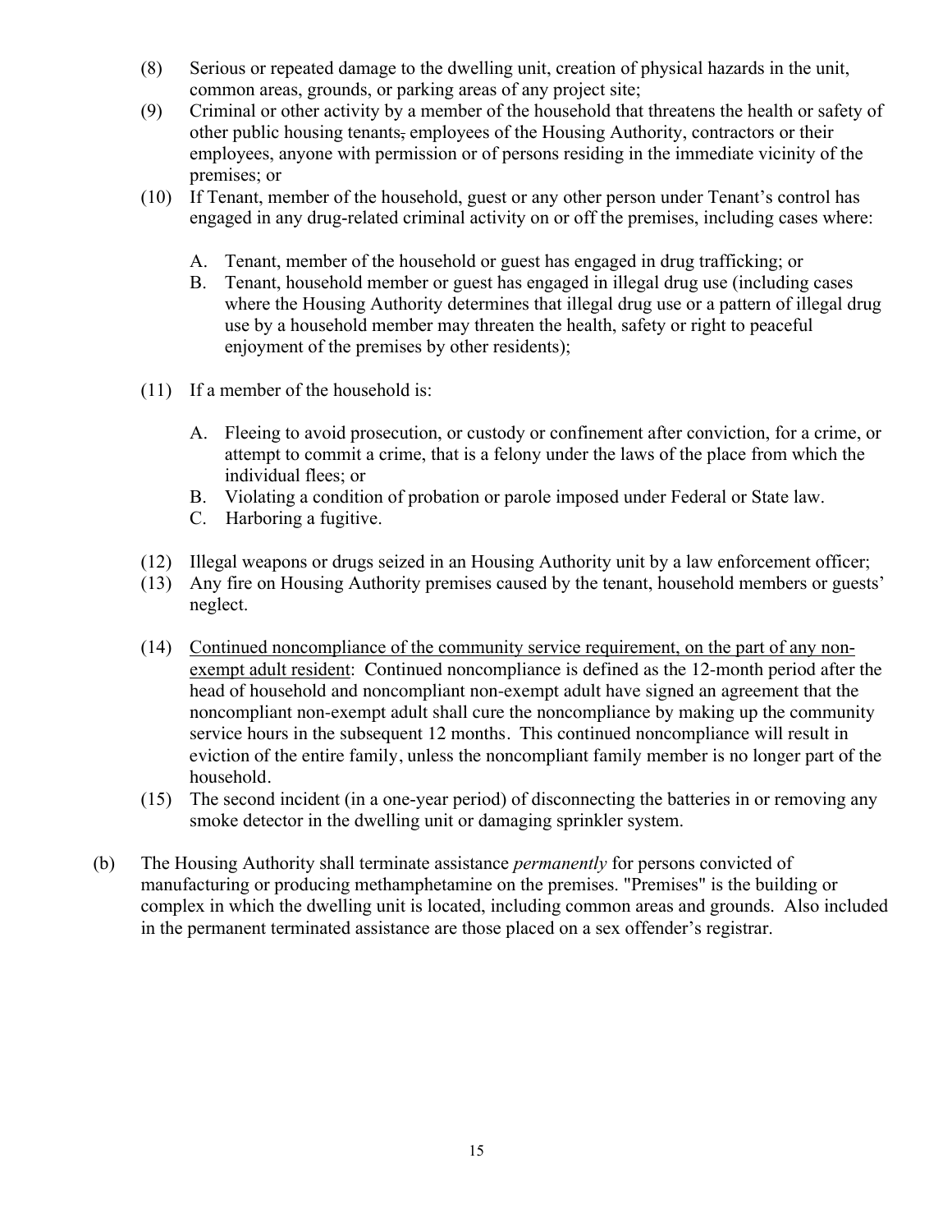(8) Serious or repeated damage to the dwelling unit, creation of physical hazards in the unit, common areas, grounds, or parking areas of any project site;

(9) Criminal or other activity by a member of the household that threatens the health or safety of other public housing tenants, employees of the Housing Authority, contractors or their employees, anyone with permission or of persons residing in the immediate vicinity of the premises; or

(10) If Tenant, member of the household, guest or any other person under Tenant's control has engaged in any drug-related criminal activity on or off the premises, including cases where:

   A. Tenant, member of the household or guest has engaged in drug trafficking; or
   B. Tenant, household member or guest has engaged in illegal drug use (including cases where the Housing Authority determines that illegal drug use or a pattern of illegal drug use by a household member may threaten the health, safety or right to peaceful enjoyment of the premises by other residents);

(11) If a member of the household is:

   A. Fleeing to avoid prosecution, or custody or confinement after conviction, for a crime, or attempt to commit a crime, that is a felony under the laws of the place from which the individual flees; or
   B. Violating a condition of probation or parole imposed under Federal or State law.
   C. Harboring a fugitive.

(12) Illegal weapons or drugs seized in an Housing Authority unit by a law enforcement officer;

(13) Any fire on Housing Authority premises caused by the tenant, household members or guests' neglect.

(14) <u>Continued noncompliance of the community service requirement, on the part of any non-exempt adult resident</u>: Continued noncompliance is defined as the 12-month period after the head of household and noncompliant non-exempt adult have signed an agreement that the noncompliant non-exempt adult shall cure the noncompliance by making up the community service hours in the subsequent 12 months. This continued noncompliance will result in eviction of the entire family, unless the noncompliant family member is no longer part of the household.

(15) The second incident (in a one-year period) of disconnecting the batteries in or removing any smoke detector in the dwelling unit or damaging sprinkler system.

(b) The Housing Authority shall terminate assistance *permanently* for persons convicted of manufacturing or producing methamphetamine on the premises. "Premises" is the building or complex in which the dwelling unit is located, including common areas and grounds. Also included in the permanent terminated assistance are those placed on a sex offender's registrar.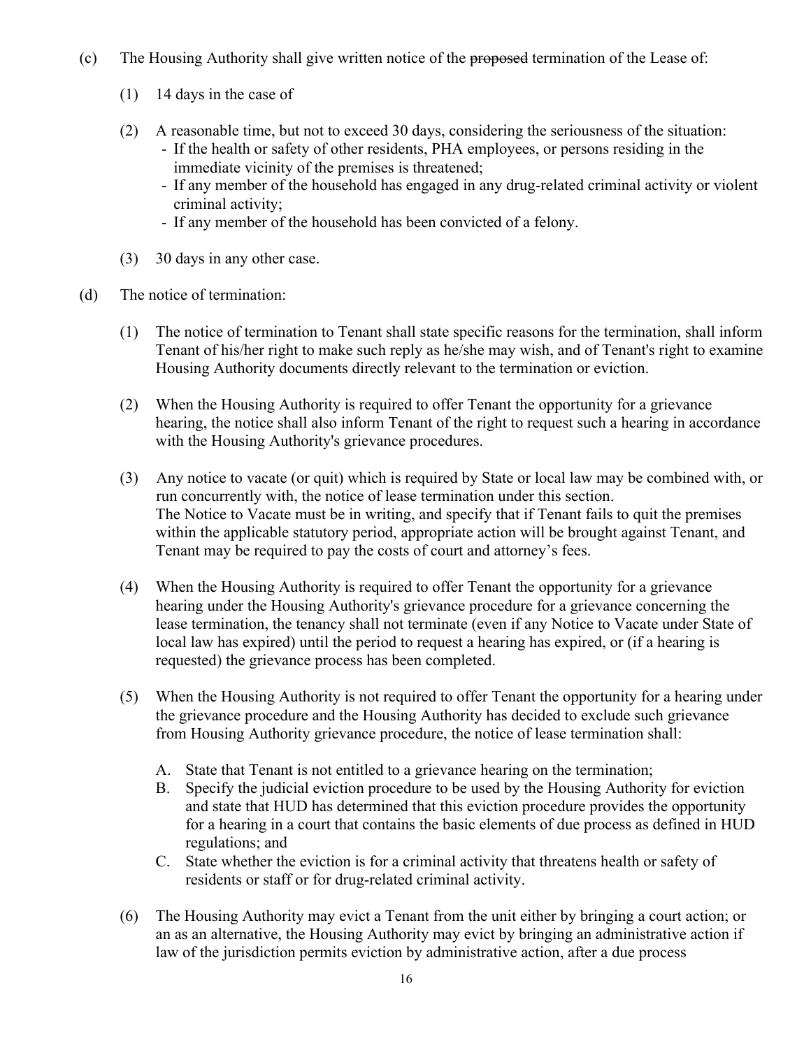(c) The Housing Authority shall give written notice of the ~~proposed~~ termination of the Lease of:

(1) 14 days in the case of

(2) A reasonable time, but not to exceed 30 days, considering the seriousness of the situation:
- If the health or safety of other residents, PHA employees, or persons residing in the immediate vicinity of the premises is threatened;
- If any member of the household has engaged in any drug-related criminal activity or violent criminal activity;
- If any member of the household has been convicted of a felony.

(3) 30 days in any other case.

(d) The notice of termination:

(1) The notice of termination to Tenant shall state specific reasons for the termination, shall inform Tenant of his/her right to make such reply as he/she may wish, and of Tenant's right to examine Housing Authority documents directly relevant to the termination or eviction.

(2) When the Housing Authority is required to offer Tenant the opportunity for a grievance hearing, the notice shall also inform Tenant of the right to request such a hearing in accordance with the Housing Authority's grievance procedures.

(3) Any notice to vacate (or quit) which is required by State or local law may be combined with, or run concurrently with, the notice of lease termination under this section.
The Notice to Vacate must be in writing, and specify that if Tenant fails to quit the premises within the applicable statutory period, appropriate action will be brought against Tenant, and Tenant may be required to pay the costs of court and attorney's fees.

(4) When the Housing Authority is required to offer Tenant the opportunity for a grievance hearing under the Housing Authority's grievance procedure for a grievance concerning the lease termination, the tenancy shall not terminate (even if any Notice to Vacate under State of local law has expired) until the period to request a hearing has expired, or (if a hearing is requested) the grievance process has been completed.

(5) When the Housing Authority is not required to offer Tenant the opportunity for a hearing under the grievance procedure and the Housing Authority has decided to exclude such grievance from Housing Authority grievance procedure, the notice of lease termination shall:

A. State that Tenant is not entitled to a grievance hearing on the termination;
B. Specify the judicial eviction procedure to be used by the Housing Authority for eviction and state that HUD has determined that this eviction procedure provides the opportunity for a hearing in a court that contains the basic elements of due process as defined in HUD regulations; and
C. State whether the eviction is for a criminal activity that threatens health or safety of residents or staff or for drug-related criminal activity.

(6) The Housing Authority may evict a Tenant from the unit either by bringing a court action; or an as an alternative, the Housing Authority may evict by bringing an administrative action if law of the jurisdiction permits eviction by administrative action, after a due process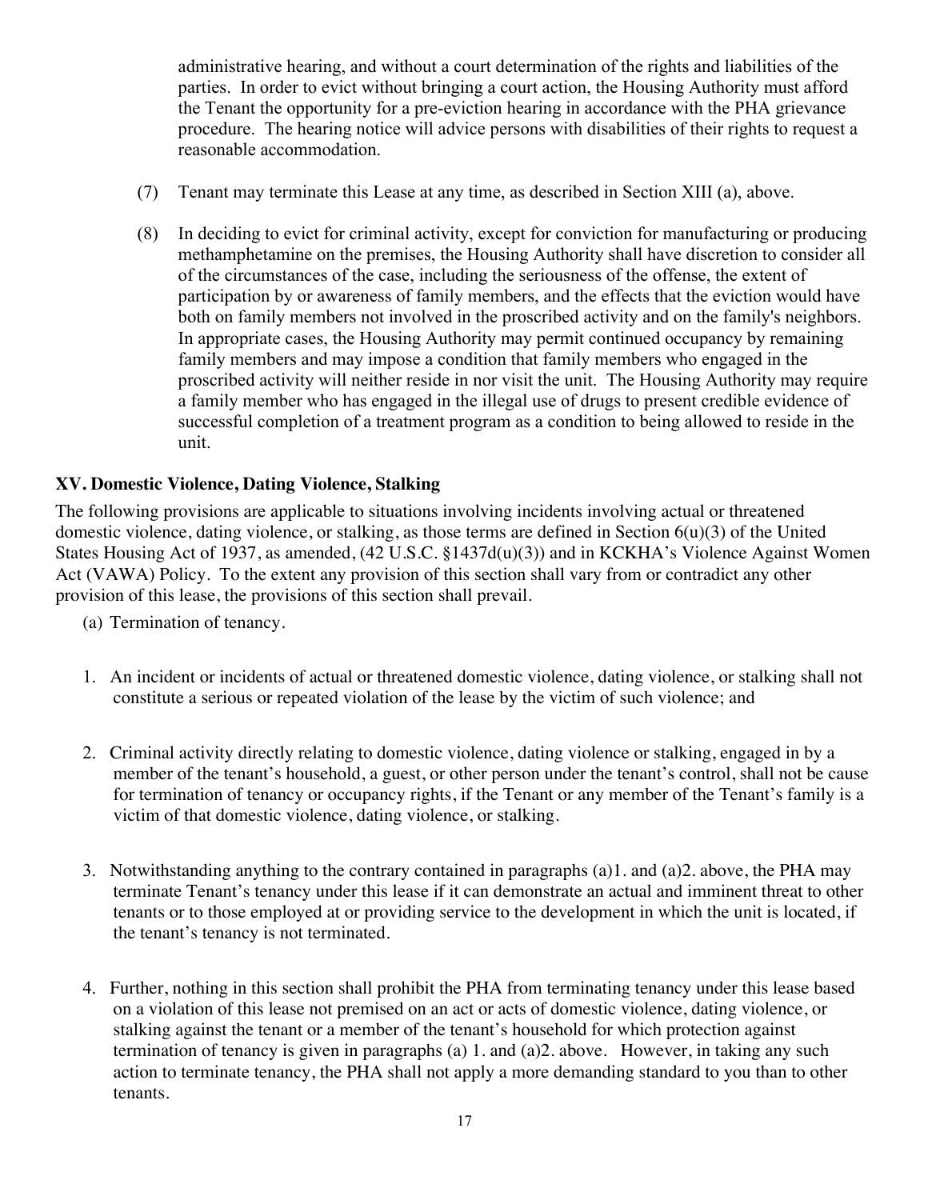administrative hearing, and without a court determination of the rights and liabilities of the parties. In order to evict without bringing a court action, the Housing Authority must afford the Tenant the opportunity for a pre-eviction hearing in accordance with the PHA grievance procedure. The hearing notice will advice persons with disabilities of their rights to request a reasonable accommodation.

(7) Tenant may terminate this Lease at any time, as described in Section XIII (a), above.

(8) In deciding to evict for criminal activity, except for conviction for manufacturing or producing methamphetamine on the premises, the Housing Authority shall have discretion to consider all of the circumstances of the case, including the seriousness of the offense, the extent of participation by or awareness of family members, and the effects that the eviction would have both on family members not involved in the proscribed activity and on the family's neighbors. In appropriate cases, the Housing Authority may permit continued occupancy by remaining family members and may impose a condition that family members who engaged in the proscribed activity will neither reside in nor visit the unit. The Housing Authority may require a family member who has engaged in the illegal use of drugs to present credible evidence of successful completion of a treatment program as a condition to being allowed to reside in the unit.

## XV. Domestic Violence, Dating Violence, Stalking

The following provisions are applicable to situations involving incidents involving actual or threatened domestic violence, dating violence, or stalking, as those terms are defined in Section 6(u)(3) of the United States Housing Act of 1937, as amended, (42 U.S.C. §1437d(u)(3)) and in KCKHA's Violence Against Women Act (VAWA) Policy. To the extent any provision of this section shall vary from or contradict any other provision of this lease, the provisions of this section shall prevail.

(a) Termination of tenancy.

1. An incident or incidents of actual or threatened domestic violence, dating violence, or stalking shall not constitute a serious or repeated violation of the lease by the victim of such violence; and

2. Criminal activity directly relating to domestic violence, dating violence or stalking, engaged in by a member of the tenant's household, a guest, or other person under the tenant's control, shall not be cause for termination of tenancy or occupancy rights, if the Tenant or any member of the Tenant's family is a victim of that domestic violence, dating violence, or stalking.

3. Notwithstanding anything to the contrary contained in paragraphs (a)1. and (a)2. above, the PHA may terminate Tenant's tenancy under this lease if it can demonstrate an actual and imminent threat to other tenants or to those employed at or providing service to the development in which the unit is located, if the tenant's tenancy is not terminated.

4. Further, nothing in this section shall prohibit the PHA from terminating tenancy under this lease based on a violation of this lease not premised on an act or acts of domestic violence, dating violence, or stalking against the tenant or a member of the tenant's household for which protection against termination of tenancy is given in paragraphs (a) 1. and (a)2. above. However, in taking any such action to terminate tenancy, the PHA shall not apply a more demanding standard to you than to other tenants.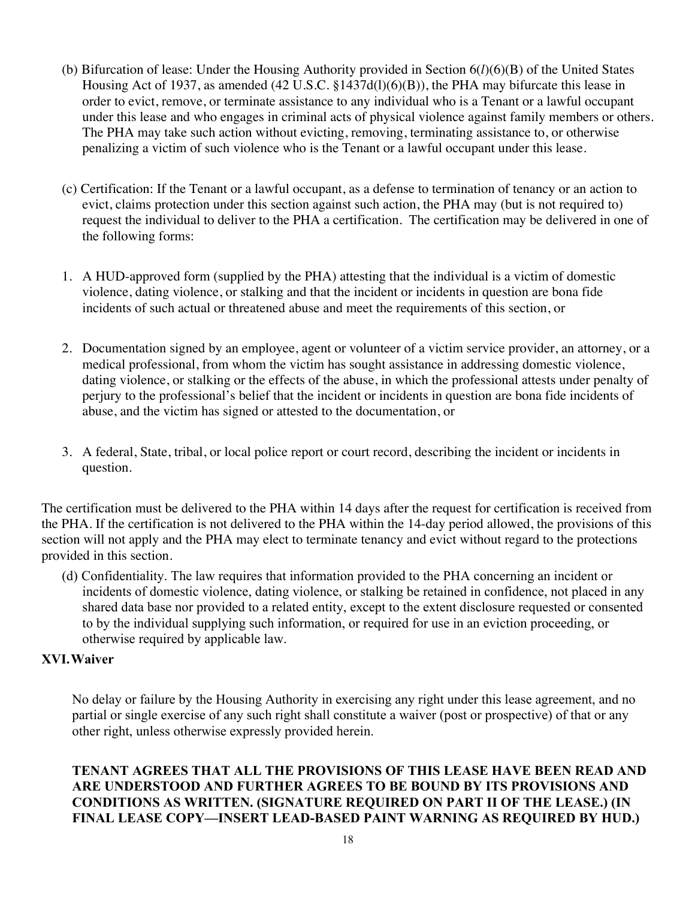(b) Bifurcation of lease: Under the Housing Authority provided in Section 6(*l*)(6)(B) of the United States Housing Act of 1937, as amended (42 U.S.C. §1437d(l)(6)(B)), the PHA may bifurcate this lease in order to evict, remove, or terminate assistance to any individual who is a Tenant or a lawful occupant under this lease and who engages in criminal acts of physical violence against family members or others. The PHA may take such action without evicting, removing, terminating assistance to, or otherwise penalizing a victim of such violence who is the Tenant or a lawful occupant under this lease.

(c) Certification: If the Tenant or a lawful occupant, as a defense to termination of tenancy or an action to evict, claims protection under this section against such action, the PHA may (but is not required to) request the individual to deliver to the PHA a certification. The certification may be delivered in one of the following forms:

1. A HUD-approved form (supplied by the PHA) attesting that the individual is a victim of domestic violence, dating violence, or stalking and that the incident or incidents in question are bona fide incidents of such actual or threatened abuse and meet the requirements of this section, or

2. Documentation signed by an employee, agent or volunteer of a victim service provider, an attorney, or a medical professional, from whom the victim has sought assistance in addressing domestic violence, dating violence, or stalking or the effects of the abuse, in which the professional attests under penalty of perjury to the professional's belief that the incident or incidents in question are bona fide incidents of abuse, and the victim has signed or attested to the documentation, or

3. A federal, State, tribal, or local police report or court record, describing the incident or incidents in question.

The certification must be delivered to the PHA within 14 days after the request for certification is received from the PHA. If the certification is not delivered to the PHA within the 14-day period allowed, the provisions of this section will not apply and the PHA may elect to terminate tenancy and evict without regard to the protections provided in this section.

(d) Confidentiality. The law requires that information provided to the PHA concerning an incident or incidents of domestic violence, dating violence, or stalking be retained in confidence, not placed in any shared data base nor provided to a related entity, except to the extent disclosure requested or consented to by the individual supplying such information, or required for use in an eviction proceeding, or otherwise required by applicable law.

## XVI. Waiver

No delay or failure by the Housing Authority in exercising any right under this lease agreement, and no partial or single exercise of any such right shall constitute a waiver (post or prospective) of that or any other right, unless otherwise expressly provided herein.

**TENANT AGREES THAT ALL THE PROVISIONS OF THIS LEASE HAVE BEEN READ AND ARE UNDERSTOOD AND FURTHER AGREES TO BE BOUND BY ITS PROVISIONS AND CONDITIONS AS WRITTEN. (SIGNATURE REQUIRED ON PART II OF THE LEASE.) (IN FINAL LEASE COPY—INSERT LEAD-BASED PAINT WARNING AS REQUIRED BY HUD.)**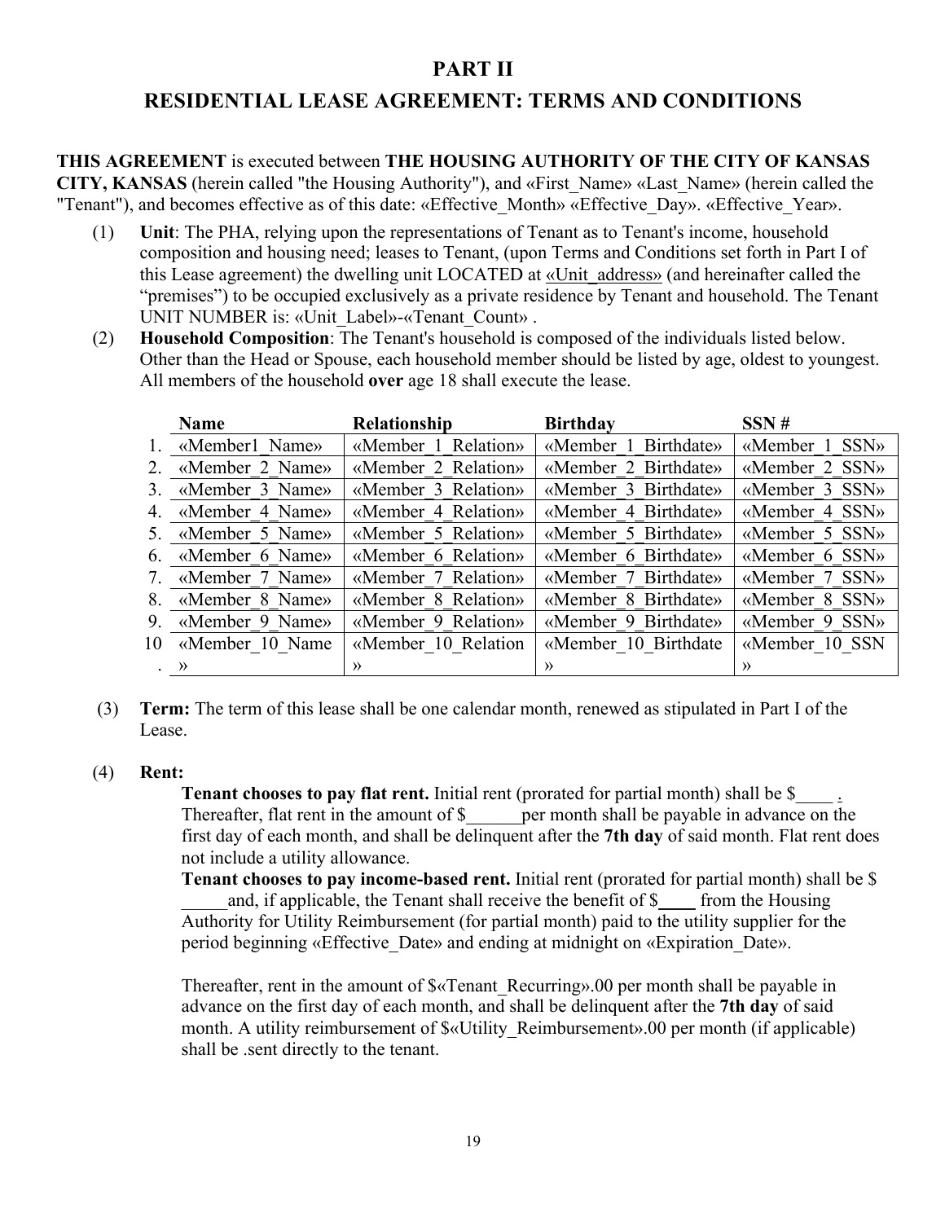# PART II

## RESIDENTIAL LEASE AGREEMENT: TERMS AND CONDITIONS

**THIS AGREEMENT** is executed between **THE HOUSING AUTHORITY OF THE CITY OF KANSAS CITY, KANSAS** (herein called "the Housing Authority"), and «First_Name» «Last_Name» (herein called the "Tenant"), and becomes effective as of this date: «Effective_Month» «Effective_Day». «Effective_Year».

(1) **Unit**: The PHA, relying upon the representations of Tenant as to Tenant's income, household composition and housing need; leases to Tenant, (upon Terms and Conditions set forth in Part I of this Lease agreement) the dwelling unit LOCATED at «Unit_address» (and hereinafter called the "premises") to be occupied exclusively as a private residence by Tenant and household. The Tenant UNIT NUMBER is: «Unit_Label»-«Tenant_Count» .

(2) **Household Composition**: The Tenant's household is composed of the individuals listed below. Other than the Head or Spouse, each household member should be listed by age, oldest to youngest. All members of the household **over** age 18 shall execute the lease.

| | Name | Relationship | Birthday | SSN # |
|---|---|---|---|---|
| 1. | «Member1_Name» | «Member_1_Relation» | «Member_1_Birthdate» | «Member_1_SSN» |
| 2. | «Member_2_Name» | «Member_2_Relation» | «Member_2_Birthdate» | «Member_2_SSN» |
| 3. | «Member_3_Name» | «Member_3_Relation» | «Member_3_Birthdate» | «Member_3_SSN» |
| 4. | «Member_4_Name» | «Member_4_Relation» | «Member_4_Birthdate» | «Member_4_SSN» |
| 5. | «Member_5_Name» | «Member_5_Relation» | «Member_5_Birthdate» | «Member_5_SSN» |
| 6. | «Member_6_Name» | «Member_6_Relation» | «Member_6_Birthdate» | «Member_6_SSN» |
| 7. | «Member_7_Name» | «Member_7_Relation» | «Member_7_Birthdate» | «Member_7_SSN» |
| 8. | «Member_8_Name» | «Member_8_Relation» | «Member_8_Birthdate» | «Member_8_SSN» |
| 9. | «Member_9_Name» | «Member_9_Relation» | «Member_9_Birthdate» | «Member_9_SSN» |
| 10. | «Member_10_Name» | «Member_10_Relation» | «Member_10_Birthdate» | «Member_10_SSN» |

(3) **Term:** The term of this lease shall be one calendar month, renewed as stipulated in Part I of the Lease.

(4) **Rent:**

**Tenant chooses to pay flat rent.** Initial rent (prorated for partial month) shall be $____ . Thereafter, flat rent in the amount of $______per month shall be payable in advance on the first day of each month, and shall be delinquent after the **7th day** of said month. Flat rent does not include a utility allowance.

**Tenant chooses to pay income-based rent.** Initial rent (prorated for partial month) shall be $ _____and, if applicable, the Tenant shall receive the benefit of $____ from the Housing Authority for Utility Reimbursement (for partial month) paid to the utility supplier for the period beginning «Effective_Date» and ending at midnight on «Expiration_Date».

Thereafter, rent in the amount of $«Tenant_Recurring».00 per month shall be payable in advance on the first day of each month, and shall be delinquent after the **7th day** of said month. A utility reimbursement of $«Utility_Reimbursement».00 per month (if applicable) shall be .sent directly to the tenant.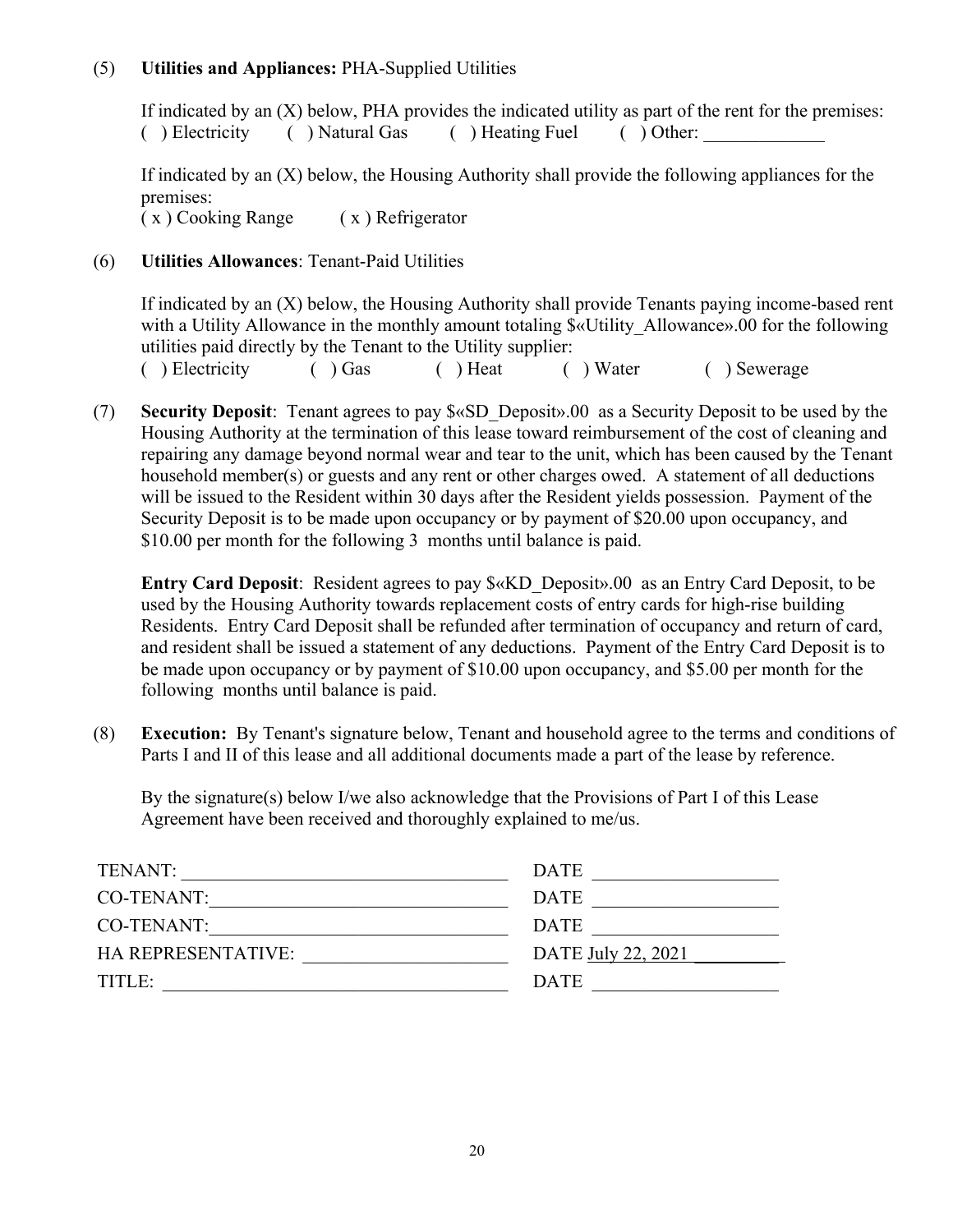(5) **Utilities and Appliances:** PHA-Supplied Utilities

If indicated by an (X) below, PHA provides the indicated utility as part of the rent for the premises:
( ) Electricity ( ) Natural Gas ( ) Heating Fuel ( ) Other: _____________

If indicated by an (X) below, the Housing Authority shall provide the following appliances for the premises:
( x ) Cooking Range ( x ) Refrigerator

(6) **Utilities Allowances**: Tenant-Paid Utilities

If indicated by an (X) below, the Housing Authority shall provide Tenants paying income-based rent with a Utility Allowance in the monthly amount totaling $«Utility_Allowance».00 for the following utilities paid directly by the Tenant to the Utility supplier:
( ) Electricity ( ) Gas ( ) Heat ( ) Water ( ) Sewerage

(7) **Security Deposit**: Tenant agrees to pay $«SD_Deposit».00 as a Security Deposit to be used by the Housing Authority at the termination of this lease toward reimbursement of the cost of cleaning and repairing any damage beyond normal wear and tear to the unit, which has been caused by the Tenant household member(s) or guests and any rent or other charges owed. A statement of all deductions will be issued to the Resident within 30 days after the Resident yields possession. Payment of the Security Deposit is to be made upon occupancy or by payment of $20.00 upon occupancy, and $10.00 per month for the following 3 months until balance is paid.

**Entry Card Deposit**: Resident agrees to pay $«KD_Deposit».00 as an Entry Card Deposit, to be used by the Housing Authority towards replacement costs of entry cards for high-rise building Residents. Entry Card Deposit shall be refunded after termination of occupancy and return of card, and resident shall be issued a statement of any deductions. Payment of the Entry Card Deposit is to be made upon occupancy or by payment of $10.00 upon occupancy, and $5.00 per month for the following months until balance is paid.

(8) **Execution:** By Tenant's signature below, Tenant and household agree to the terms and conditions of Parts I and II of this lease and all additional documents made a part of the lease by reference.

By the signature(s) below I/we also acknowledge that the Provisions of Part I of this Lease Agreement have been received and thoroughly explained to me/us.

TENANT: ___________________________________ DATE ____________________

CO-TENANT: ________________________________ DATE ____________________

CO-TENANT: ________________________________ DATE ____________________

HA REPRESENTATIVE: ______________________ DATE July 22, 2021 __________

TITLE: _____________________________________ DATE ____________________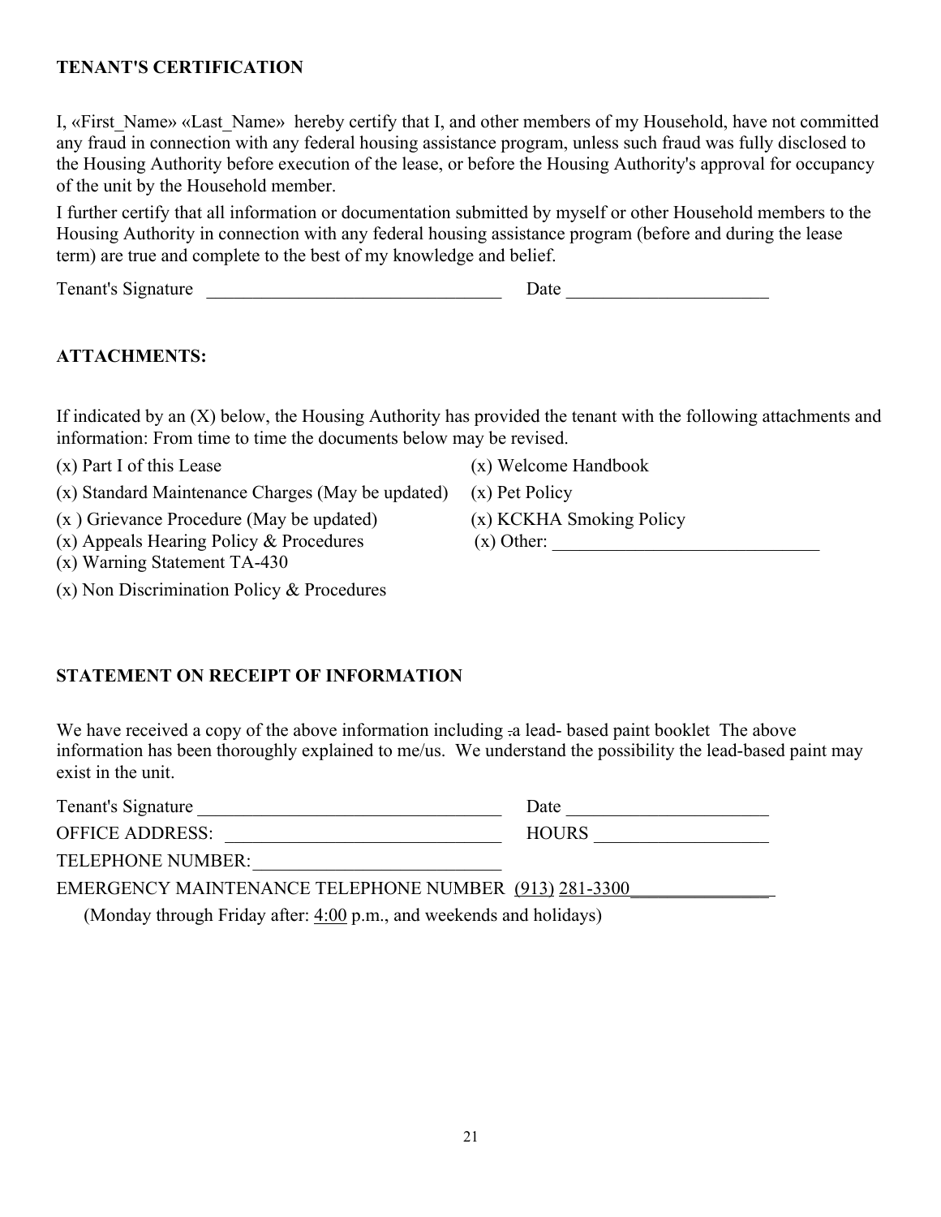**TENANT'S CERTIFICATION**

I, «First_Name» «Last_Name» hereby certify that I, and other members of my Household, have not committed any fraud in connection with any federal housing assistance program, unless such fraud was fully disclosed to the Housing Authority before execution of the lease, or before the Housing Authority's approval for occupancy of the unit by the Household member.

I further certify that all information or documentation submitted by myself or other Household members to the Housing Authority in connection with any federal housing assistance program (before and during the lease term) are true and complete to the best of my knowledge and belief.

Tenant's Signature ________________________________ Date _____________________

**ATTACHMENTS:**

If indicated by an (X) below, the Housing Authority has provided the tenant with the following attachments and information: From time to time the documents below may be revised.

(x) Part I of this Lease

(x) Standard Maintenance Charges (May be updated)

(x ) Grievance Procedure (May be updated)

(x) Appeals Hearing Policy & Procedures

(x) Warning Statement TA-430

(x) Non Discrimination Policy & Procedures

(x) Welcome Handbook

(x) Pet Policy

(x) KCKHA Smoking Policy

(x) Other: _____________________________

**STATEMENT ON RECEIPT OF INFORMATION**

We have received a copy of the above information including a lead- based paint booklet The above information has been thoroughly explained to me/us. We understand the possibility the lead-based paint may exist in the unit.

Tenant's Signature ________________________________ Date _____________________

OFFICE ADDRESS: _____________________________ HOURS __________________

TELEPHONE NUMBER:___________________________

EMERGENCY MAINTENANCE TELEPHONE NUMBER (913) 281-3300_______________

(Monday through Friday after: 4:00 p.m., and weekends and holidays)